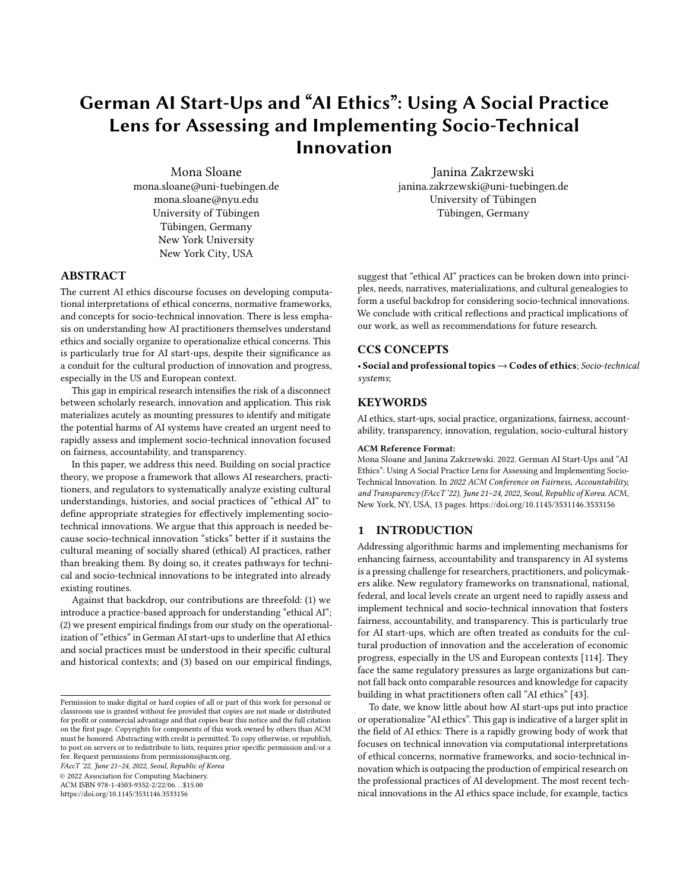# German AI Start-Ups and "AI Ethics": Using A Social Practice Lens for Assessing and Implementing Socio-Technical Innovation

Mona Sloane
mona.sloane@uni-tuebingen.de
mona.sloane@nyu.edu
University of Tübingen
Tübingen, Germany
New York University
New York City, USA

Janina Zakrzewski
janina.zakrzewski@uni-tuebingen.de
University of Tübingen
Tübingen, Germany

## ABSTRACT

The current AI ethics discourse focuses on developing computational interpretations of ethical concerns, normative frameworks, and concepts for socio-technical innovation. There is less emphasis on understanding how AI practitioners themselves understand ethics and socially organize to operationalize ethical concerns. This is particularly true for AI start-ups, despite their significance as a conduit for the cultural production of innovation and progress, especially in the US and European context.

This gap in empirical research intensifies the risk of a disconnect between scholarly research, innovation and application. This risk materializes acutely as mounting pressures to identify and mitigate the potential harms of AI systems have created an urgent need to rapidly assess and implement socio-technical innovation focused on fairness, accountability, and transparency.

In this paper, we address this need. Building on social practice theory, we propose a framework that allows AI researchers, practitioners, and regulators to systematically analyze existing cultural understandings, histories, and social practices of "ethical AI" to define appropriate strategies for effectively implementing socio-technical innovations. We argue that this approach is needed because socio-technical innovation "sticks" better if it sustains the cultural meaning of socially shared (ethical) AI practices, rather than breaking them. By doing so, it creates pathways for technical and socio-technical innovations to be integrated into already existing routines.

Against that backdrop, our contributions are threefold: (1) we introduce a practice-based approach for understanding "ethical AI"; (2) we present empirical findings from our study on the operationalization of "ethics" in German AI start-ups to underline that AI ethics and social practices must be understood in their specific cultural and historical contexts; and (3) based on our empirical findings, suggest that "ethical AI" practices can be broken down into principles, needs, narratives, materializations, and cultural genealogies to form a useful backdrop for considering socio-technical innovations. We conclude with critical reflections and practical implications of our work, as well as recommendations for future research.

## CCS CONCEPTS

• **Social and professional topics → Codes of ethics**; *Socio-technical systems*;

## KEYWORDS

AI ethics, start-ups, social practice, organizations, fairness, accountability, transparency, innovation, regulation, socio-cultural history

**ACM Reference Format:**
Mona Sloane and Janina Zakrzewski. 2022. German AI Start-Ups and "AI Ethics": Using A Social Practice Lens for Assessing and Implementing Socio-Technical Innovation. In *2022 ACM Conference on Fairness, Accountability, and Transparency (FAccT '22), June 21–24, 2022, Seoul, Republic of Korea.* ACM, New York, NY, USA, 13 pages. https://doi.org/10.1145/3531146.3533156

## 1 INTRODUCTION

Addressing algorithmic harms and implementing mechanisms for enhancing fairness, accountability and transparency in AI systems is a pressing challenge for researchers, practitioners, and policymakers alike. New regulatory frameworks on transnational, national, federal, and local levels create an urgent need to rapidly assess and implement technical and socio-technical innovation that fosters fairness, accountability, and transparency. This is particularly true for AI start-ups, which are often treated as conduits for the cultural production of innovation and the acceleration of economic progress, especially in the US and European contexts [114]. They face the same regulatory pressures as large organizations but cannot fall back onto comparable resources and knowledge for capacity building in what practitioners often call "AI ethics" [43].

To date, we know little about how AI start-ups put into practice or operationalize "AI ethics". This gap is indicative of a larger split in the field of AI ethics: There is a rapidly growing body of work that focuses on technical innovation via computational interpretations of ethical concerns, normative frameworks, and socio-technical innovation which is outpacing the production of empirical research on the professional practices of AI development. The most recent technical innovations in the AI ethics space include, for example, tactics

Permission to make digital or hard copies of all or part of this work for personal or classroom use is granted without fee provided that copies are not made or distributed for profit or commercial advantage and that copies bear this notice and the full citation on the first page. Copyrights for components of this work owned by others than ACM must be honored. Abstracting with credit is permitted. To copy otherwise, or republish, to post on servers or to redistribute to lists, requires prior specific permission and/or a fee. Request permissions from permissions@acm.org.
*FAccT '22, June 21–24, 2022, Seoul, Republic of Korea*
© 2022 Association for Computing Machinery.
ACM ISBN 978-1-4503-9352-2/22/06...$15.00
https://doi.org/10.1145/3531146.3533156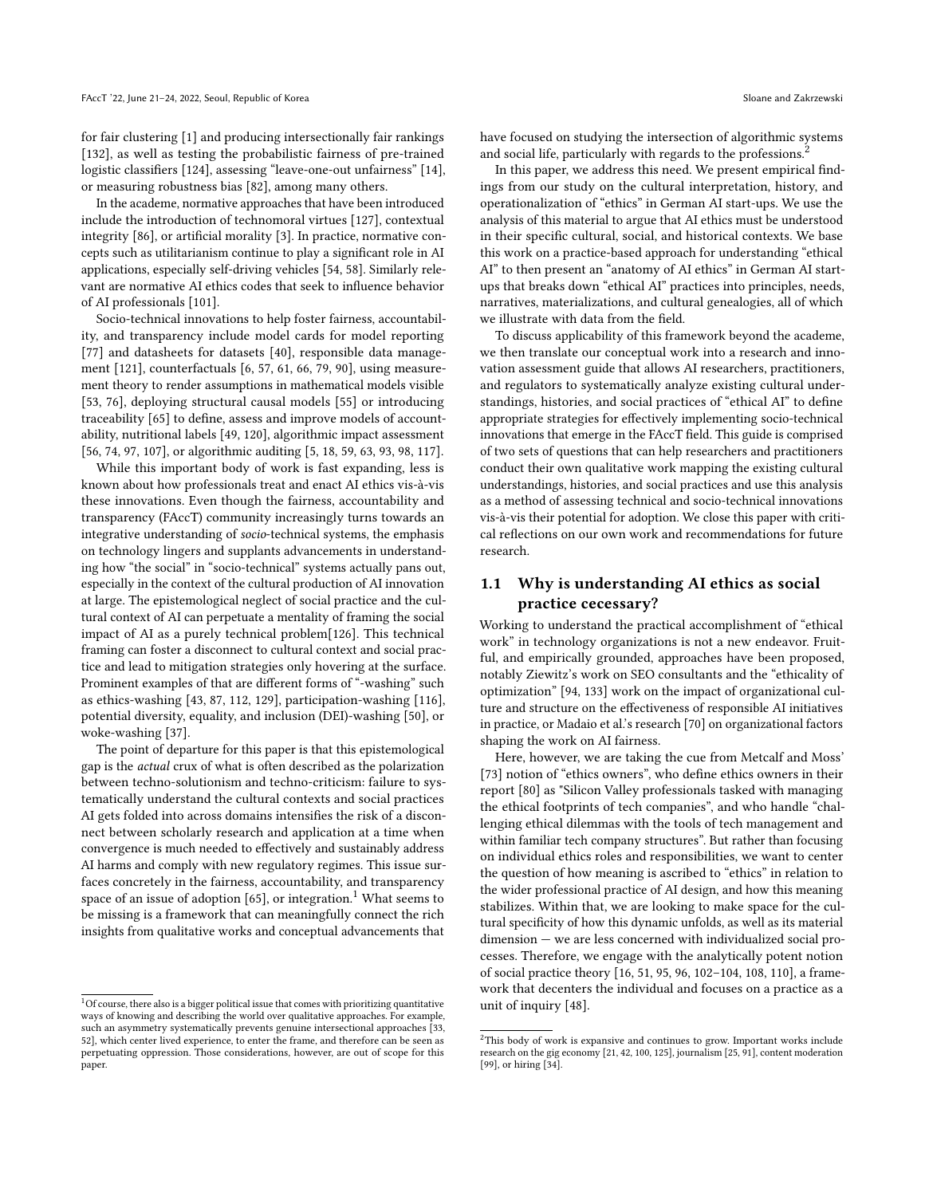for fair clustering [1] and producing intersectionally fair rankings [132], as well as testing the probabilistic fairness of pre-trained logistic classifiers [124], assessing "leave-one-out unfairness" [14], or measuring robustness bias [82], among many others.

In the academe, normative approaches that have been introduced include the introduction of technomoral virtues [127], contextual integrity [86], or artificial morality [3]. In practice, normative concepts such as utilitarianism continue to play a significant role in AI applications, especially self-driving vehicles [54, 58]. Similarly relevant are normative AI ethics codes that seek to influence behavior of AI professionals [101].

Socio-technical innovations to help foster fairness, accountability, and transparency include model cards for model reporting [77] and datasheets for datasets [40], responsible data management [121], counterfactuals [6, 57, 61, 66, 79, 90], using measurement theory to render assumptions in mathematical models visible [53, 76], deploying structural causal models [55] or introducing traceability [65] to define, assess and improve models of accountability, nutritional labels [49, 120], algorithmic impact assessment [56, 74, 97, 107], or algorithmic auditing [5, 18, 59, 63, 93, 98, 117].

While this important body of work is fast expanding, less is known about how professionals treat and enact AI ethics vis-à-vis these innovations. Even though the fairness, accountability and transparency (FAccT) community increasingly turns towards an integrative understanding of *socio*-technical systems, the emphasis on technology lingers and supplants advancements in understanding how "the social" in "socio-technical" systems actually pans out, especially in the context of the cultural production of AI innovation at large. The epistemological neglect of social practice and the cultural context of AI can perpetuate a mentality of framing the social impact of AI as a purely technical problem[126]. This technical framing can foster a disconnect to cultural context and social practice and lead to mitigation strategies only hovering at the surface. Prominent examples of that are different forms of "-washing" such as ethics-washing [43, 87, 112, 129], participation-washing [116], potential diversity, equality, and inclusion (DEI)-washing [50], or woke-washing [37].

The point of departure for this paper is that this epistemological gap is the *actual* crux of what is often described as the polarization between techno-solutionism and techno-criticism: failure to systematically understand the cultural contexts and social practices AI gets folded into across domains intensifies the risk of a disconnect between scholarly research and application at a time when convergence is much needed to effectively and sustainably address AI harms and comply with new regulatory regimes. This issue surfaces concretely in the fairness, accountability, and transparency space of an issue of adoption [65], or integration.[1] What seems to be missing is a framework that can meaningfully connect the rich insights from qualitative works and conceptual advancements that have focused on studying the intersection of algorithmic systems and social life, particularly with regards to the professions.[2]

In this paper, we address this need. We present empirical findings from our study on the cultural interpretation, history, and operationalization of "ethics" in German AI start-ups. We use the analysis of this material to argue that AI ethics must be understood in their specific cultural, social, and historical contexts. We base this work on a practice-based approach for understanding "ethical AI" to then present an "anatomy of AI ethics" in German AI start-ups that breaks down "ethical AI" practices into principles, needs, narratives, materializations, and cultural genealogies, all of which we illustrate with data from the field.

To discuss applicability of this framework beyond the academe, we then translate our conceptual work into a research and innovation assessment guide that allows AI researchers, practitioners, and regulators to systematically analyze existing cultural understandings, histories, and social practices of "ethical AI" to define appropriate strategies for effectively implementing socio-technical innovations that emerge in the FAccT field. This guide is comprised of two sets of questions that can help researchers and practitioners conduct their own qualitative work mapping the existing cultural understandings, histories, and social practices and use this analysis as a method of assessing technical and socio-technical innovations vis-à-vis their potential for adoption. We close this paper with critical reflections on our own work and recommendations for future research.

## 1.1 Why is understanding AI ethics as social practice cecessary?

Working to understand the practical accomplishment of "ethical work" in technology organizations is not a new endeavor. Fruitful, and empirically grounded, approaches have been proposed, notably Ziewitz's work on SEO consultants and the "ethicality of optimization" [94, 133] work on the impact of organizational culture and structure on the effectiveness of responsible AI initiatives in practice, or Madaio et al.'s research [70] on organizational factors shaping the work on AI fairness.

Here, however, we are taking the cue from Metcalf and Moss' [73] notion of "ethics owners", who define ethics owners in their report [80] as "Silicon Valley professionals tasked with managing the ethical footprints of tech companies", and who handle "challenging ethical dilemmas with the tools of tech management and within familiar tech company structures". But rather than focusing on individual ethics roles and responsibilities, we want to center the question of how meaning is ascribed to "ethics" in relation to the wider professional practice of AI design, and how this meaning stabilizes. Within that, we are looking to make space for the cultural specificity of how this dynamic unfolds, as well as its material dimension — we are less concerned with individualized social processes. Therefore, we engage with the analytically potent notion of social practice theory [16, 51, 95, 96, 102–104, 108, 110], a framework that decenters the individual and focuses on a practice as a unit of inquiry [48].

[1] Of course, there also is a bigger political issue that comes with prioritizing quantitative ways of knowing and describing the world over qualitative approaches. For example, such an asymmetry systematically prevents genuine intersectional approaches [33, 52], which center lived experience, to enter the frame, and therefore can be seen as perpetuating oppression. Those considerations, however, are out of scope for this paper.

[2] This body of work is expansive and continues to grow. Important works include research on the gig economy [21, 42, 100, 125], journalism [25, 91], content moderation [99], or hiring [34].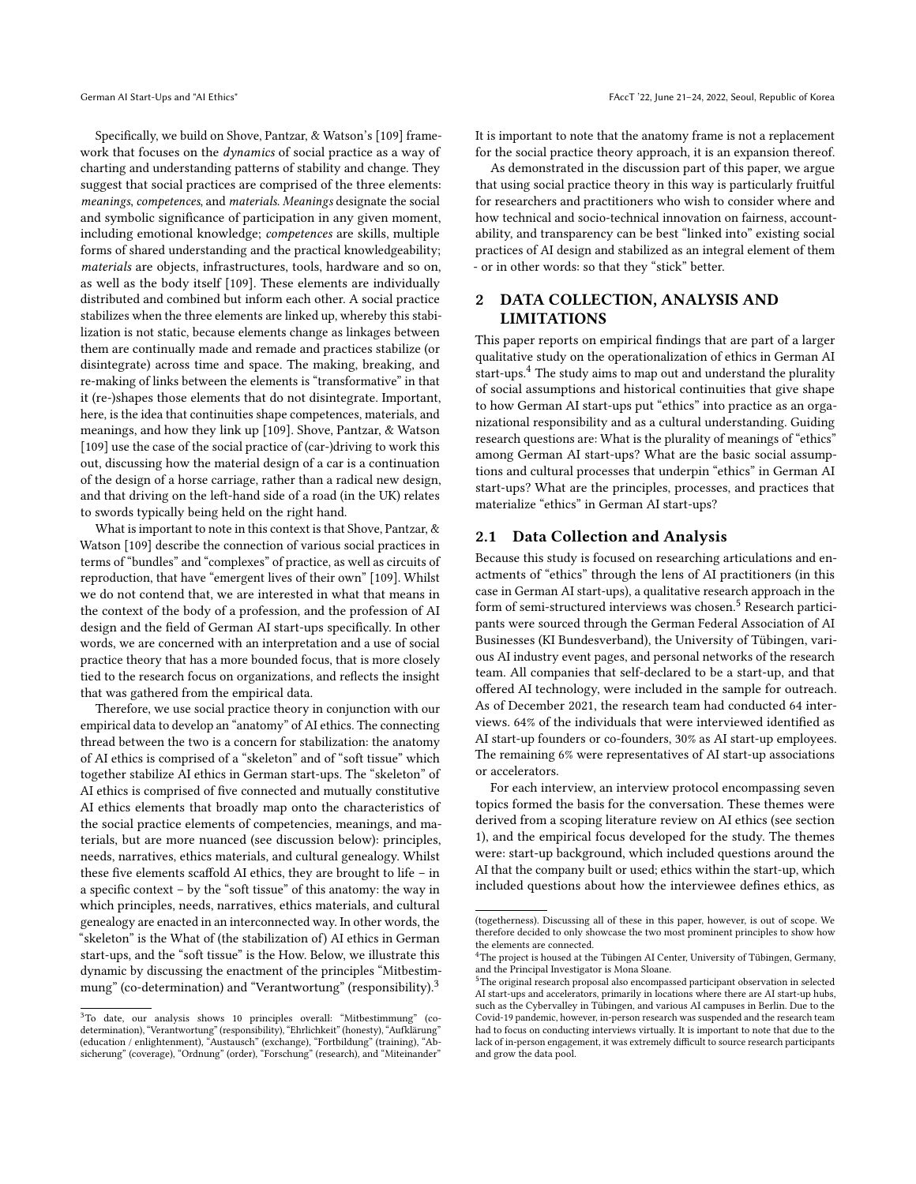Specifically, we build on Shove, Pantzar, & Watson's [109] framework that focuses on the *dynamics* of social practice as a way of charting and understanding patterns of stability and change. They suggest that social practices are comprised of the three elements: *meanings*, *competences*, and *materials*. *Meanings* designate the social and symbolic significance of participation in any given moment, including emotional knowledge; *competences* are skills, multiple forms of shared understanding and the practical knowledgeability; *materials* are objects, infrastructures, tools, hardware and so on, as well as the body itself [109]. These elements are individually distributed and combined but inform each other. A social practice stabilizes when the three elements are linked up, whereby this stabilization is not static, because elements change as linkages between them are continually made and remade and practices stabilize (or disintegrate) across time and space. The making, breaking, and re-making of links between the elements is "transformative" in that it (re-)shapes those elements that do not disintegrate. Important, here, is the idea that continuities shape competences, materials, and meanings, and how they link up [109]. Shove, Pantzar, & Watson [109] use the case of the social practice of (car-)driving to work this out, discussing how the material design of a car is a continuation of the design of a horse carriage, rather than a radical new design, and that driving on the left-hand side of a road (in the UK) relates to swords typically being held on the right hand.

What is important to note in this context is that Shove, Pantzar, & Watson [109] describe the connection of various social practices in terms of "bundles" and "complexes" of practice, as well as circuits of reproduction, that have "emergent lives of their own" [109]. Whilst we do not contend that, we are interested in what that means in the context of the body of a profession, and the profession of AI design and the field of German AI start-ups specifically. In other words, we are concerned with an interpretation and a use of social practice theory that has a more bounded focus, that is more closely tied to the research focus on organizations, and reflects the insight that was gathered from the empirical data.

Therefore, we use social practice theory in conjunction with our empirical data to develop an "anatomy" of AI ethics. The connecting thread between the two is a concern for stabilization: the anatomy of AI ethics is comprised of a "skeleton" and of "soft tissue" which together stabilize AI ethics in German start-ups. The "skeleton" of AI ethics is comprised of five connected and mutually constitutive AI ethics elements that broadly map onto the characteristics of the social practice elements of competencies, meanings, and materials, but are more nuanced (see discussion below): principles, needs, narratives, ethics materials, and cultural genealogy. Whilst these five elements scaffold AI ethics, they are brought to life – in a specific context – by the "soft tissue" of this anatomy: the way in which principles, needs, narratives, ethics materials, and cultural genealogy are enacted in an interconnected way. In other words, the "skeleton" is the What of (the stabilization of) AI ethics in German start-ups, and the "soft tissue" is the How. Below, we illustrate this dynamic by discussing the enactment of the principles "Mitbestimmung" (co-determination) and "Verantwortung" (responsibility).[3]

It is important to note that the anatomy frame is not a replacement for the social practice theory approach, it is an expansion thereof.

As demonstrated in the discussion part of this paper, we argue that using social practice theory in this way is particularly fruitful for researchers and practitioners who wish to consider where and how technical and socio-technical innovation on fairness, accountability, and transparency can be best "linked into" existing social practices of AI design and stabilized as an integral element of them - or in other words: so that they "stick" better.

## 2 DATA COLLECTION, ANALYSIS AND LIMITATIONS

This paper reports on empirical findings that are part of a larger qualitative study on the operationalization of ethics in German AI start-ups.[4] The study aims to map out and understand the plurality of social assumptions and historical continuities that give shape to how German AI start-ups put "ethics" into practice as an organizational responsibility and as a cultural understanding. Guiding research questions are: What is the plurality of meanings of "ethics" among German AI start-ups? What are the basic social assumptions and cultural processes that underpin "ethics" in German AI start-ups? What are the principles, processes, and practices that materialize "ethics" in German AI start-ups?

### 2.1 Data Collection and Analysis

Because this study is focused on researching articulations and enactments of "ethics" through the lens of AI practitioners (in this case in German AI start-ups), a qualitative research approach in the form of semi-structured interviews was chosen.[5] Research participants were sourced through the German Federal Association of AI Businesses (KI Bundesverband), the University of Tübingen, various AI industry event pages, and personal networks of the research team. All companies that self-declared to be a start-up, and that offered AI technology, were included in the sample for outreach. As of December 2021, the research team had conducted 64 interviews. 64% of the individuals that were interviewed identified as AI start-up founders or co-founders, 30% as AI start-up employees. The remaining 6% were representatives of AI start-up associations or accelerators.

For each interview, an interview protocol encompassing seven topics formed the basis for the conversation. These themes were derived from a scoping literature review on AI ethics (see section 1), and the empirical focus developed for the study. The themes were: start-up background, which included questions around the AI that the company built or used; ethics within the start-up, which included questions about how the interviewee defines ethics, as

---

[3] To date, our analysis shows 10 principles overall: "Mitbestimmung" (co-determination), "Verantwortung" (responsibility), "Ehrlichkeit" (honesty), "Aufklärung" (education / enlightenment), "Austausch" (exchange), "Fortbildung" (training), "Absicherung" (coverage), "Ordnung" (order), "Forschung" (research), and "Miteinander" (togetherness). Discussing all of these in this paper, however, is out of scope. We therefore decided to only showcase the two most prominent principles to show how the elements are connected.

[4] The project is housed at the Tübingen AI Center, University of Tübingen, Germany, and the Principal Investigator is Mona Sloane.

[5] The original research proposal also encompassed participant observation in selected AI start-ups and accelerators, primarily in locations where there are AI start-up hubs, such as the Cybervalley in Tübingen, and various AI campuses in Berlin. Due to the Covid-19 pandemic, however, in-person research was suspended and the research team had to focus on conducting interviews virtually. It is important to note that due to the lack of in-person engagement, it was extremely difficult to source research participants and grow the data pool.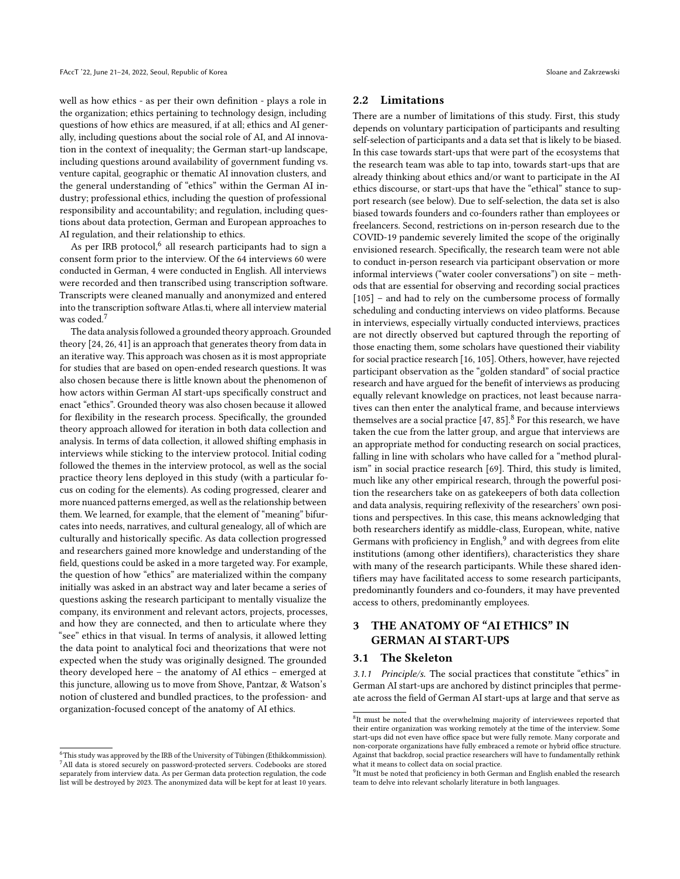well as how ethics - as per their own definition - plays a role in the organization; ethics pertaining to technology design, including questions of how ethics are measured, if at all; ethics and AI generally, including questions about the social role of AI, and AI innovation in the context of inequality; the German start-up landscape, including questions around availability of government funding vs. venture capital, geographic or thematic AI innovation clusters, and the general understanding of "ethics" within the German AI industry; professional ethics, including the question of professional responsibility and accountability; and regulation, including questions about data protection, German and European approaches to AI regulation, and their relationship to ethics.

As per IRB protocol,[6] all research participants had to sign a consent form prior to the interview. Of the 64 interviews 60 were conducted in German, 4 were conducted in English. All interviews were recorded and then transcribed using transcription software. Transcripts were cleaned manually and anonymized and entered into the transcription software Atlas.ti, where all interview material was coded.[7]

The data analysis followed a grounded theory approach. Grounded theory [24, 26, 41] is an approach that generates theory from data in an iterative way. This approach was chosen as it is most appropriate for studies that are based on open-ended research questions. It was also chosen because there is little known about the phenomenon of how actors within German AI start-ups specifically construct and enact "ethics". Grounded theory was also chosen because it allowed for flexibility in the research process. Specifically, the grounded theory approach allowed for iteration in both data collection and analysis. In terms of data collection, it allowed shifting emphasis in interviews while sticking to the interview protocol. Initial coding followed the themes in the interview protocol, as well as the social practice theory lens deployed in this study (with a particular focus on coding for the elements). As coding progressed, clearer and more nuanced patterns emerged, as well as the relationship between them. We learned, for example, that the element of "meaning" bifurcates into needs, narratives, and cultural genealogy, all of which are culturally and historically specific. As data collection progressed and researchers gained more knowledge and understanding of the field, questions could be asked in a more targeted way. For example, the question of how "ethics" are materialized within the company initially was asked in an abstract way and later became a series of questions asking the research participant to mentally visualize the company, its environment and relevant actors, projects, processes, and how they are connected, and then to articulate where they "see" ethics in that visual. In terms of analysis, it allowed letting the data point to analytical foci and theorizations that were not expected when the study was originally designed. The grounded theory developed here – the anatomy of AI ethics – emerged at this juncture, allowing us to move from Shove, Pantzar, & Watson's notion of clustered and bundled practices, to the profession- and organization-focused concept of the anatomy of AI ethics.

[6] This study was approved by the IRB of the University of Tübingen (Ethikkommission).

[7] All data is stored securely on password-protected servers. Codebooks are stored separately from interview data. As per German data protection regulation, the code list will be destroyed by 2023. The anonymized data will be kept for at least 10 years.

## 2.2 Limitations

There are a number of limitations of this study. First, this study depends on voluntary participation of participants and resulting self-selection of participants and a data set that is likely to be biased. In this case towards start-ups that were part of the ecosystems that the research team was able to tap into, towards start-ups that are already thinking about ethics and/or want to participate in the AI ethics discourse, or start-ups that have the "ethical" stance to support research (see below). Due to self-selection, the data set is also biased towards founders and co-founders rather than employees or freelancers. Second, restrictions on in-person research due to the COVID-19 pandemic severely limited the scope of the originally envisioned research. Specifically, the research team were not able to conduct in-person research via participant observation or more informal interviews ("water cooler conversations") on site – methods that are essential for observing and recording social practices [105] – and had to rely on the cumbersome process of formally scheduling and conducting interviews on video platforms. Because in interviews, especially virtually conducted interviews, practices are not directly observed but captured through the reporting of those enacting them, some scholars have questioned their viability for social practice research [16, 105]. Others, however, have rejected participant observation as the "golden standard" of social practice research and have argued for the benefit of interviews as producing equally relevant knowledge on practices, not least because narratives can then enter the analytical frame, and because interviews themselves are a social practice [47, 85].[8] For this research, we have taken the cue from the latter group, and argue that interviews are an appropriate method for conducting research on social practices, falling in line with scholars who have called for a "method pluralism" in social practice research [69]. Third, this study is limited, much like any other empirical research, through the powerful position the researchers take on as gatekeepers of both data collection and data analysis, requiring reflexivity of the researchers' own positions and perspectives. In this case, this means acknowledging that both researchers identify as middle-class, European, white, native Germans with proficiency in English,[9] and with degrees from elite institutions (among other identifiers), characteristics they share with many of the research participants. While these shared identifiers may have facilitated access to some research participants, predominantly founders and co-founders, it may have prevented access to others, predominantly employees.

# 3 THE ANATOMY OF "AI ETHICS" IN GERMAN AI START-UPS

## 3.1 The Skeleton

*3.1.1 Principle/s.* The social practices that constitute "ethics" in German AI start-ups are anchored by distinct principles that permeate across the field of German AI start-ups at large and that serve as

[8] It must be noted that the overwhelming majority of interviewees reported that their entire organization was working remotely at the time of the interview. Some start-ups did not even have office space but were fully remote. Many corporate and non-corporate organizations have fully embraced a remote or hybrid office structure. Against that backdrop, social practice researchers will have to fundamentally rethink what it means to collect data on social practice.

[9] It must be noted that proficiency in both German and English enabled the research team to delve into relevant scholarly literature in both languages.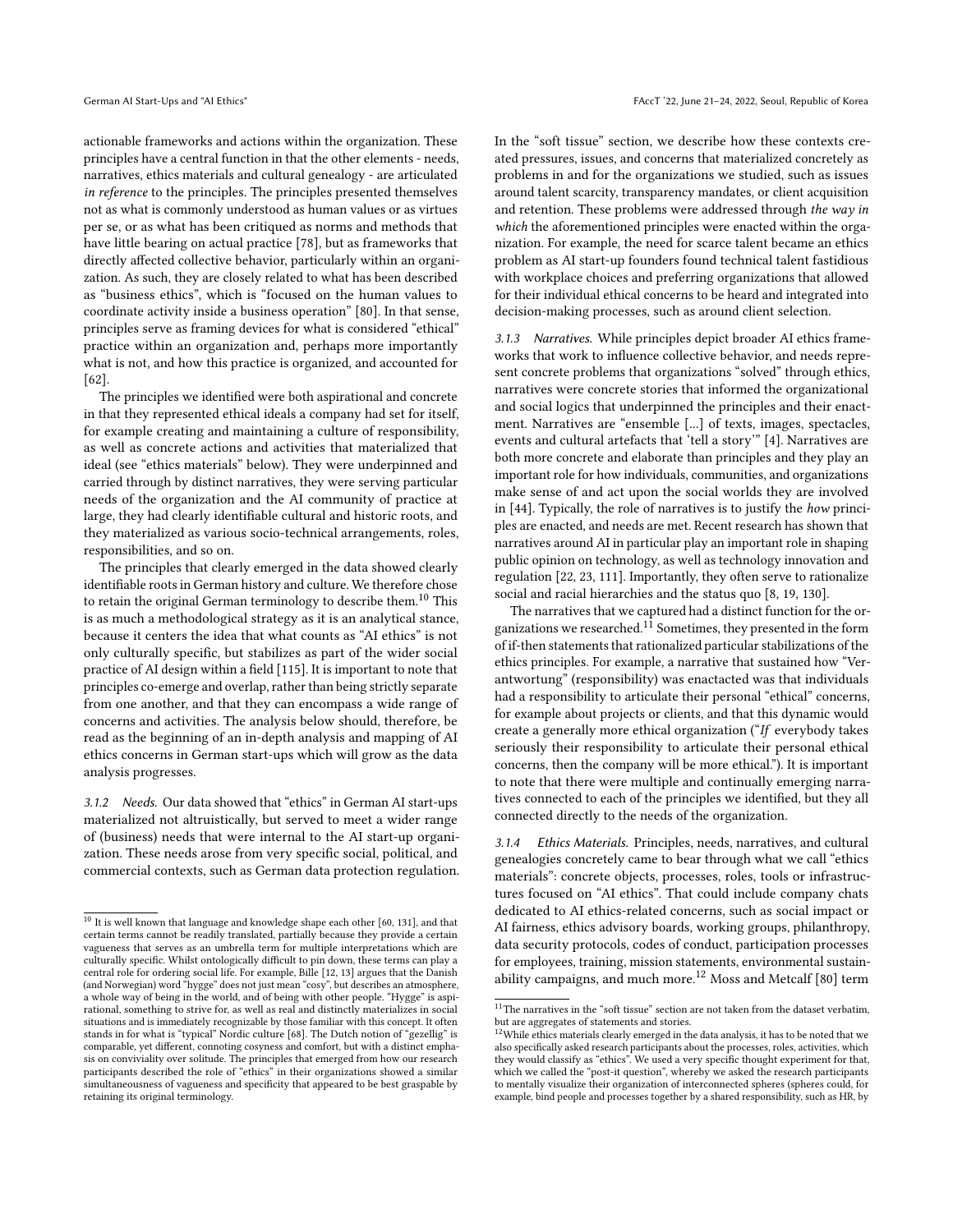actionable frameworks and actions within the organization. These principles have a central function in that the other elements - needs, narratives, ethics materials and cultural genealogy - are articulated *in reference* to the principles. The principles presented themselves not as what is commonly understood as human values or as virtues per se, or as what has been critiqued as norms and methods that have little bearing on actual practice [78], but as frameworks that directly affected collective behavior, particularly within an organization. As such, they are closely related to what has been described as "business ethics", which is "focused on the human values to coordinate activity inside a business operation" [80]. In that sense, principles serve as framing devices for what is considered "ethical" practice within an organization and, perhaps more importantly what is not, and how this practice is organized, and accounted for [62].

The principles we identified were both aspirational and concrete in that they represented ethical ideals a company had set for itself, for example creating and maintaining a culture of responsibility, as well as concrete actions and activities that materialized that ideal (see "ethics materials" below). They were underpinned and carried through by distinct narratives, they were serving particular needs of the organization and the AI community of practice at large, they had clearly identifiable cultural and historic roots, and they materialized as various socio-technical arrangements, roles, responsibilities, and so on.

The principles that clearly emerged in the data showed clearly identifiable roots in German history and culture. We therefore chose to retain the original German terminology to describe them.[10] This is as much a methodological strategy as it is an analytical stance, because it centers the idea that what counts as "AI ethics" is not only culturally specific, but stabilizes as part of the wider social practice of AI design within a field [115]. It is important to note that principles co-emerge and overlap, rather than being strictly separate from one another, and that they can encompass a wide range of concerns and activities. The analysis below should, therefore, be read as the beginning of an in-depth analysis and mapping of AI ethics concerns in German start-ups which will grow as the data analysis progresses.

#### 3.1.2 Needs.

Our data showed that "ethics" in German AI start-ups materialized not altruistically, but served to meet a wider range of (business) needs that were internal to the AI start-up organization. These needs arose from very specific social, political, and commercial contexts, such as German data protection regulation. In the "soft tissue" section, we describe how these contexts created pressures, issues, and concerns that materialized concretely as problems in and for the organizations we studied, such as issues around talent scarcity, transparency mandates, or client acquisition and retention. These problems were addressed through *the way in which* the aforementioned principles were enacted within the organization. For example, the need for scarce talent became an ethics problem as AI start-up founders found technical talent fastidious with workplace choices and preferring organizations that allowed for their individual ethical concerns to be heard and integrated into decision-making processes, such as around client selection.

#### 3.1.3 Narratives.

While principles depict broader AI ethics frameworks that work to influence collective behavior, and needs represent concrete problems that organizations "solved" through ethics, narratives were concrete stories that informed the organizational and social logics that underpinned the principles and their enactment. Narratives are "ensemble [...] of texts, images, spectacles, events and cultural artefacts that 'tell a story'" [4]. Narratives are both more concrete and elaborate than principles and they play an important role for how individuals, communities, and organizations make sense of and act upon the social worlds they are involved in [44]. Typically, the role of narratives is to justify the *how* principles are enacted, and needs are met. Recent research has shown that narratives around AI in particular play an important role in shaping public opinion on technology, as well as technology innovation and regulation [22, 23, 111]. Importantly, they often serve to rationalize social and racial hierarchies and the status quo [8, 19, 130].

The narratives that we captured had a distinct function for the organizations we researched.[11] Sometimes, they presented in the form of if-then statements that rationalized particular stabilizations of the ethics principles. For example, a narrative that sustained how "Verantwortung" (responsibility) was enactected was that individuals had a responsibility to articulate their personal "ethical" concerns, for example about projects or clients, and that this dynamic would create a generally more ethical organization ("*If* everybody takes seriously their responsibility to articulate their personal ethical concerns, then the company will be more ethical."). It is important to note that there were multiple and continually emerging narratives connected to each of the principles we identified, but they all connected directly to the needs of the organization.

#### 3.1.4 Ethics Materials.

Principles, needs, narratives, and cultural genealogies concretely came to bear through what we call "ethics materials": concrete objects, processes, roles, tools or infrastructures focused on "AI ethics". That could include company chats dedicated to AI ethics-related concerns, such as social impact or AI fairness, ethics advisory boards, working groups, philanthropy, data security protocols, codes of conduct, participation processes for employees, training, mission statements, environmental sustainability campaigns, and much more.[12] Moss and Metcalf [80] term

---

[10] It is well known that language and knowledge shape each other [60, 131], and that certain terms cannot be readily translated, partially because they provide a certain vagueness that serves as an umbrella term for multiple interpretations which are culturally specific. Whilst ontologically difficult to pin down, these terms can play a central role for ordering social life. For example, Bille [12, 13] argues that the Danish (and Norwegian) word "hygge" does not just mean "cosy", but describes an atmosphere, a whole way of being in the world, and of being with other people. "Hygge" is aspirational, something to strive for, as well as real and distinctly materializes in social situations and is immediately recognizable by those familiar with this concept. It often stands in for what is "typical" Nordic culture [68]. The Dutch notion of "gezellig" is comparable, yet different, connoting cosyness and comfort, but with a distinct emphasis on conviviality over solitude. The principles that emerged from how our research participants described the role of "ethics" in their organizations showed a similar simultaneousness of vagueness and specificity that appeared to be best graspable by retaining its original terminology.

[11] The narratives in the "soft tissue" section are not taken from the dataset verbatim, but are aggregates of statements and stories.

[12] While ethics materials clearly emerged in the data analysis, it has to be noted that we also specifically asked research participants about the processes, roles, activities, which they would classify as "ethics". We used a very specific thought experiment for that, which we called the "post-it question", whereby we asked the research participants to mentally visualize their organization of interconnected spheres (spheres could, for example, bind people and processes together by a shared responsibility, such as HR, by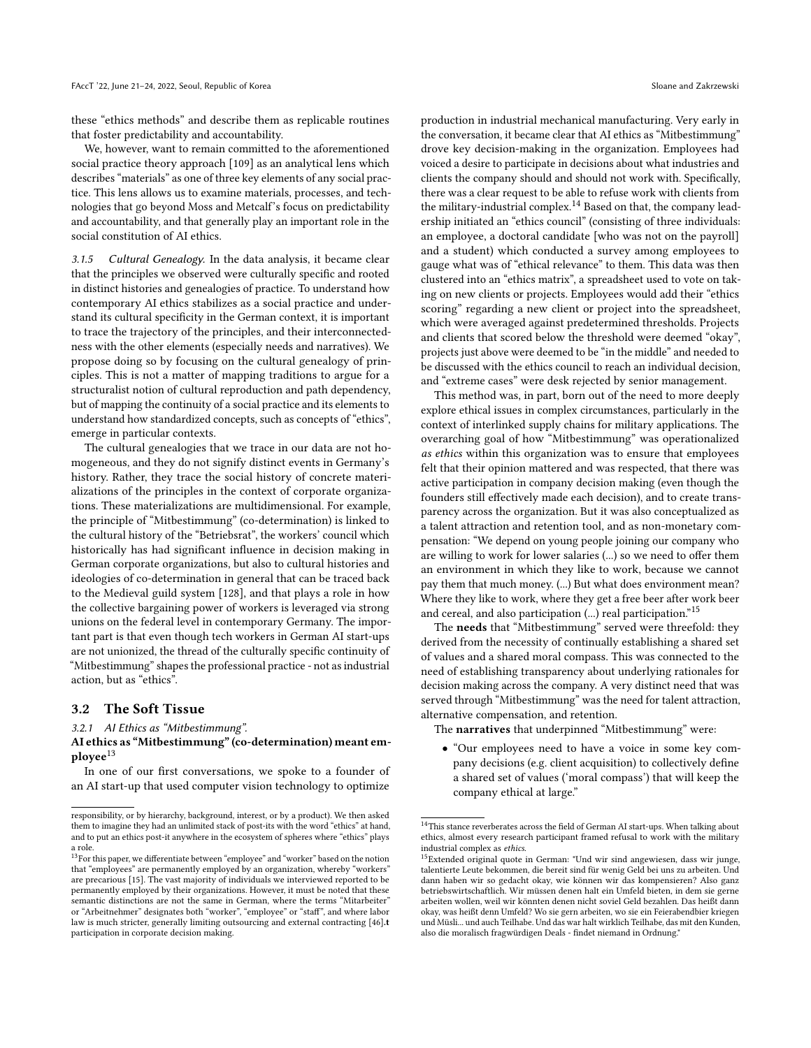these "ethics methods" and describe them as replicable routines that foster predictability and accountability.

We, however, want to remain committed to the aforementioned social practice theory approach [109] as an analytical lens which describes "materials" as one of three key elements of any social practice. This lens allows us to examine materials, processes, and technologies that go beyond Moss and Metcalf's focus on predictability and accountability, and that generally play an important role in the social constitution of AI ethics.

#### 3.1.5 Cultural Genealogy.

In the data analysis, it became clear that the principles we observed were culturally specific and rooted in distinct histories and genealogies of practice. To understand how contemporary AI ethics stabilizes as a social practice and understand its cultural specificity in the German context, it is important to trace the trajectory of the principles, and their interconnectedness with the other elements (especially needs and narratives). We propose doing so by focusing on the cultural genealogy of principles. This is not a matter of mapping traditions to argue for a structuralist notion of cultural reproduction and path dependency, but of mapping the continuity of a social practice and its elements to understand how standardized concepts, such as concepts of "ethics", emerge in particular contexts.

The cultural genealogies that we trace in our data are not homogeneous, and they do not signify distinct events in Germany's history. Rather, they trace the social history of concrete materializations of the principles in the context of corporate organizations. These materializations are multidimensional. For example, the principle of "Mitbestimmung" (co-determination) is linked to the cultural history of the "Betriebsrat", the workers' council which historically has had significant influence in decision making in German corporate organizations, but also to cultural histories and ideologies of co-determination in general that can be traced back to the Medieval guild system [128], and that plays a role in how the collective bargaining power of workers is leveraged via strong unions on the federal level in contemporary Germany. The important part is that even though tech workers in German AI start-ups are not unionized, the thread of the culturally specific continuity of "Mitbestimmung" shapes the professional practice - not as industrial action, but as "ethics".

## 3.2 The Soft Tissue

#### 3.2.1 AI Ethics as "Mitbestimmung".

**AI ethics as "Mitbestimmung" (co-determination) meant employee**[13]

In one of our first conversations, we spoke to a founder of an AI start-up that used computer vision technology to optimize production in industrial mechanical manufacturing. Very early in the conversation, it became clear that AI ethics as "Mitbestimmung" drove key decision-making in the organization. Employees had voiced a desire to participate in decisions about what industries and clients the company should and should not work with. Specifically, there was a clear request to be able to refuse work with clients from the military-industrial complex.[14] Based on that, the company leadership initiated an "ethics council" (consisting of three individuals: an employee, a doctoral candidate [who was not on the payroll] and a student) which conducted a survey among employees to gauge what was of "ethical relevance" to them. This data was then clustered into an "ethics matrix", a spreadsheet used to vote on taking on new clients or projects. Employees would add their "ethics scoring" regarding a new client or project into the spreadsheet, which were averaged against predetermined thresholds. Projects and clients that scored below the threshold were deemed "okay", projects just above were deemed to be "in the middle" and needed to be discussed with the ethics council to reach an individual decision, and "extreme cases" were desk rejected by senior management.

This method was, in part, born out of the need to more deeply explore ethical issues in complex circumstances, particularly in the context of interlinked supply chains for military applications. The overarching goal of how "Mitbestimmung" was operationalized *as ethics* within this organization was to ensure that employees felt that their opinion mattered and was respected, that there was active participation in company decision making (even though the founders still effectively made each decision), and to create transparency across the organization. But it was also conceptualized as a talent attraction and retention tool, and as non-monetary compensation: "We depend on young people joining our company who are willing to work for lower salaries (...) so we need to offer them an environment in which they like to work, because we cannot pay them that much money. (...) But what does environment mean? Where they like to work, where they get a free beer after work beer and cereal, and also participation (...) real participation."[15]

The **needs** that "Mitbestimmung" served were threefold: they derived from the necessity of continually establishing a shared set of values and a shared moral compass. This was connected to the need of establishing transparency about underlying rationales for decision making across the company. A very distinct need that was served through "Mitbestimmung" was the need for talent attraction, alternative compensation, and retention.

The **narratives** that underpinned "Mitbestimmung" were:

- "Our employees need to have a voice in some key company decisions (e.g. client acquisition) to collectively define a shared set of values ('moral compass') that will keep the company ethical at large."

---

responsibility, or by hierarchy, background, interest, or by a product). We then asked them to imagine they had an unlimited stack of post-its with the word "ethics" at hand, and to put an ethics post-it anywhere in the ecosystem of spheres where "ethics" plays a role.

[13] For this paper, we differentiate between "employee" and "worker" based on the notion that "employees" are permanently employed by an organization, whereby "workers" are precarious [15]. The vast majority of individuals we interviewed reported to be permanently employed by their organizations. However, it must be noted that these semantic distinctions are not the same in German, where the terms "Mitarbeiter" or "Arbeitnehmer" designates both "worker", "employee" or "staff", and where labor law is much stricter, generally limiting outsourcing and external contracting [46].t participation in corporate decision making.

[14] This stance reverberates across the field of German AI start-ups. When talking about ethics, almost every research participant framed refusal to work with the military industrial complex as *ethics*.

[15] Extended original quote in German: "Und wir sind angewiesen, dass wir junge, talentierte Leute bekommen, die bereit sind für wenig Geld bei uns zu arbeiten. Und dann haben wir so gedacht okay, wie können wir das kompensieren? Also ganz betriebswirtschaftlich. Wir müssen denen halt ein Umfeld bieten, in dem sie gerne arbeiten wollen, weil wir könnten denen nicht soviel Geld bezahlen. Das heißt dann okay, was heißt denn Umfeld? Wo sie gern arbeiten, wo sie ein Feierabendbier kriegen und Müsli... und auch Teilhabe. Und das war halt wirklich Teilhabe, das mit den Kunden, also die moralisch fragwürdigen Deals - findet niemand in Ordnung."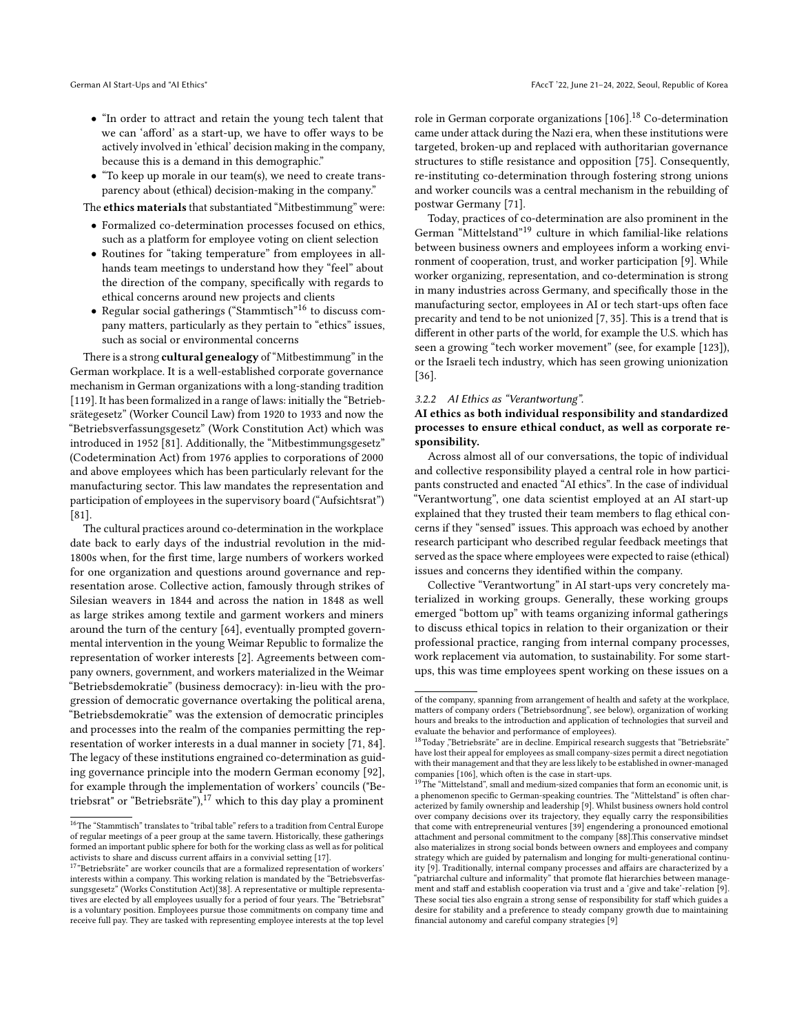- "In order to attract and retain the young tech talent that we can 'afford' as a start-up, we have to offer ways to be actively involved in 'ethical' decision making in the company, because this is a demand in this demographic."
- "To keep up morale in our team(s), we need to create transparency about (ethical) decision-making in the company."

The **ethics materials** that substantiated "Mitbestimmung" were:

- Formalized co-determination processes focused on ethics, such as a platform for employee voting on client selection
- Routines for "taking temperature" from employees in all-hands team meetings to understand how they "feel" about the direction of the company, specifically with regards to ethical concerns around new projects and clients
- Regular social gatherings ("Stammtisch"[16] to discuss company matters, particularly as they pertain to "ethics" issues, such as social or environmental concerns

There is a strong **cultural genealogy** of "Mitbestimmung" in the German workplace. It is a well-established corporate governance mechanism in German organizations with a long-standing tradition [119]. It has been formalized in a range of laws: initially the "Betriebsrätegesetz" (Worker Council Law) from 1920 to 1933 and now the "Betriebsverfassungsgesetz" (Work Constitution Act) which was introduced in 1952 [81]. Additionally, the "Mitbestimmungsgesetz" (Codetermination Act) from 1976 applies to corporations of 2000 and above employees which has been particularly relevant for the manufacturing sector. This law mandates the representation and participation of employees in the supervisory board ("Aufsichtsrat") [81].

The cultural practices around co-determination in the workplace date back to early days of the industrial revolution in the mid-1800s when, for the first time, large numbers of workers worked for one organization and questions around governance and representation arose. Collective action, famously through strikes of Silesian weavers in 1844 and across the nation in 1848 as well as large strikes among textile and garment workers and miners around the turn of the century [64], eventually prompted governmental intervention in the young Weimar Republic to formalize the representation of worker interests [2]. Agreements between company owners, government, and workers materialized in the Weimar "Betriebsdemokratie" (business democracy): in-lieu with the progression of democratic governance overtaking the political arena, "Betriebsdemokratie" was the extension of democratic principles and processes into the realm of the companies permitting the representation of worker interests in a dual manner in society [71, 84]. The legacy of these institutions engrained co-determination as guiding governance principle into the modern German economy [92], for example through the implementation of workers' councils ("Betriebsrat" or "Betriebsräte"),[17] which to this day play a prominent role in German corporate organizations [106].[18] Co-determination came under attack during the Nazi era, when these institutions were targeted, broken-up and replaced with authoritarian governance structures to stifle resistance and opposition [75]. Consequently, re-instituting co-determination through fostering strong unions and worker councils was a central mechanism in the rebuilding of postwar Germany [71].

Today, practices of co-determination are also prominent in the German "Mittelstand"[19] culture in which familial-like relations between business owners and employees inform a working environment of cooperation, trust, and worker participation [9]. While worker organizing, representation, and co-determination is strong in many industries across Germany, and specifically those in the manufacturing sector, employees in AI or tech start-ups often face precarity and tend to be not unionized [7, 35]. This is a trend that is different in other parts of the world, for example the U.S. which has seen a growing "tech worker movement" (see, for example [123]), or the Israeli tech industry, which has seen growing unionization [36].

#### 3.2.2 AI Ethics as "Verantwortung".

**AI ethics as both individual responsibility and standardized processes to ensure ethical conduct, as well as corporate responsibility.**

Across almost all of our conversations, the topic of individual and collective responsibility played a central role in how participants constructed and enacted "AI ethics". In the case of individual "Verantwortung", one data scientist employed at an AI start-up explained that they trusted their team members to flag ethical concerns if they "sensed" issues. This approach was echoed by another research participant who described regular feedback meetings that served as the space where employees were expected to raise (ethical) issues and concerns they identified within the company.

Collective "Verantwortung" in AI start-ups very concretely materialized in working groups. Generally, these working groups emerged "bottom up" with teams organizing informal gatherings to discuss ethical topics in relation to their organization or their professional practice, ranging from internal company processes, work replacement via automation, to sustainability. For some start-ups, this was time employees spent working on these issues on a

---

[16] The "Stammtisch" translates to "tribal table" refers to a tradition from Central Europe of regular meetings of a peer group at the same tavern. Historically, these gatherings formed an important public sphere for both for the working class as well as for political activists to share and discuss current affairs in a convivial setting [17].

[17] "Betriebsräte" are worker councils that are a formalized representation of workers' interests within a company. This working relation is mandated by the "Betriebsverfassungsgesetz" (Works Constitution Act)[38]. A representative or multiple representatives are elected by all employees usually for a period of four years. The "Betriebsrat" is a voluntary position. Employees pursue those commitments on company time and receive full pay. They are tasked with representing employee interests at the top level of the company, spanning from arrangement of health and safety at the workplace, matters of company orders ("Betriebsordnung", see below), organization of working hours and breaks to the introduction and application of technologies that surveil and evaluate the behavior and performance of employees).

[18] Today ,"Betriebsräte" are in decline. Empirical research suggests that "Betriebsräte" have lost their appeal for employees as small company-sizes permit a direct negotiation with their management and that they are less likely to be established in owner-managed companies [106], which often is the case in start-ups.

[19] The "Mittelstand", small and medium-sized companies that form an economic unit, is a phenomenon specific to German-speaking countries. The "Mittelstand" is often characterized by family ownership and leadership [9]. Whilst business owners hold control over company decisions over its trajectory, they equally carry the responsibilities that come with entrepreneurial ventures [39] engendering a pronounced emotional attachment and personal commitment to the company [88].This conservative mindset also materializes in strong social bonds between owners and employees and company strategy which are guided by paternalism and longing for multi-generational continuity [9]. Traditionally, internal company processes and affairs are characterized by a "patriarchal culture and informality" that promote flat hierarchies between management and staff and establish cooperation via trust and a 'give and take'-relation [9]. These social ties also engrain a strong sense of responsibility for staff which guides a desire for stability and a preference to steady company growth due to maintaining financial autonomy and careful company strategies [9]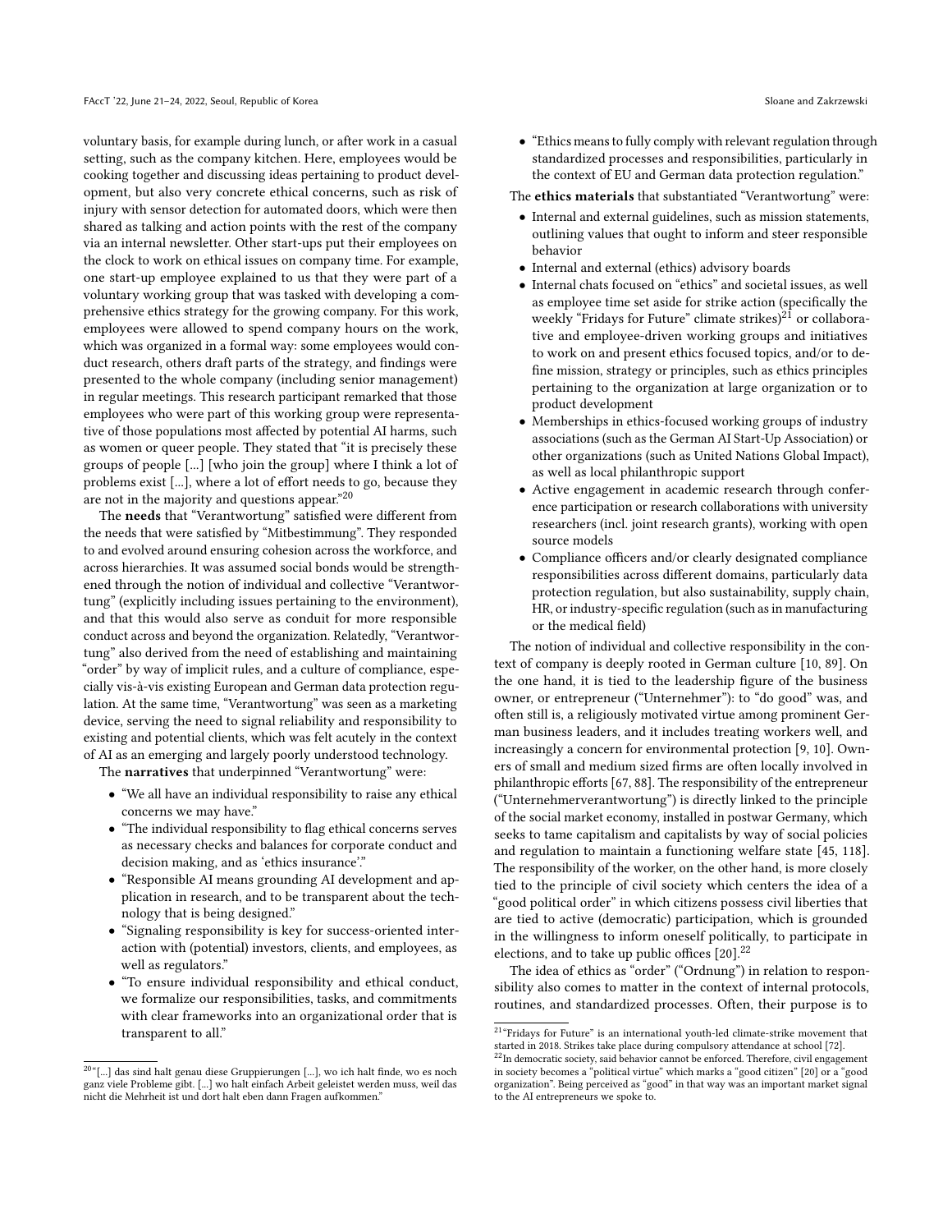voluntary basis, for example during lunch, or after work in a casual setting, such as the company kitchen. Here, employees would be cooking together and discussing ideas pertaining to product development, but also very concrete ethical concerns, such as risk of injury with sensor detection for automated doors, which were then shared as talking and action points with the rest of the company via an internal newsletter. Other start-ups put their employees on the clock to work on ethical issues on company time. For example, one start-up employee explained to us that they were part of a voluntary working group that was tasked with developing a comprehensive ethics strategy for the growing company. For this work, employees were allowed to spend company hours on the work, which was organized in a formal way: some employees would conduct research, others draft parts of the strategy, and findings were presented to the whole company (including senior management) in regular meetings. This research participant remarked that those employees who were part of this working group were representative of those populations most affected by potential AI harms, such as women or queer people. They stated that "it is precisely these groups of people [...] [who join the group] where I think a lot of problems exist [...], where a lot of effort needs to go, because they are not in the majority and questions appear."[20]

The **needs** that "Verantwortung" satisfied were different from the needs that were satisfied by "Mitbestimmung". They responded to and evolved around ensuring cohesion across the workforce, and across hierarchies. It was assumed social bonds would be strengthened through the notion of individual and collective "Verantwortung" (explicitly including issues pertaining to the environment), and that this would also serve as conduit for more responsible conduct across and beyond the organization. Relatedly, "Verantwortung" also derived from the need of establishing and maintaining "order" by way of implicit rules, and a culture of compliance, especially vis-à-vis existing European and German data protection regulation. At the same time, "Verantwortung" was seen as a marketing device, serving the need to signal reliability and responsibility to existing and potential clients, which was felt acutely in the context of AI as an emerging and largely poorly understood technology.

The **narratives** that underpinned "Verantwortung" were:

- "We all have an individual responsibility to raise any ethical concerns we may have."
- "The individual responsibility to flag ethical concerns serves as necessary checks and balances for corporate conduct and decision making, and as 'ethics insurance'."
- "Responsible AI means grounding AI development and application in research, and to be transparent about the technology that is being designed."
- "Signaling responsibility is key for success-oriented interaction with (potential) investors, clients, and employees, as well as regulators."
- "To ensure individual responsibility and ethical conduct, we formalize our responsibilities, tasks, and commitments with clear frameworks into an organizational order that is transparent to all."
- "Ethics means to fully comply with relevant regulation through standardized processes and responsibilities, particularly in the context of EU and German data protection regulation."

The **ethics materials** that substantiated "Verantwortung" were:

- Internal and external guidelines, such as mission statements, outlining values that ought to inform and steer responsible behavior
- Internal and external (ethics) advisory boards
- Internal chats focused on "ethics" and societal issues, as well as employee time set aside for strike action (specifically the weekly "Fridays for Future" climate strikes)[21] or collaborative and employee-driven working groups and initiatives to work on and present ethics focused topics, and/or to define mission, strategy or principles, such as ethics principles pertaining to the organization at large organization or to product development
- Memberships in ethics-focused working groups of industry associations (such as the German AI Start-Up Association) or other organizations (such as United Nations Global Impact), as well as local philanthropic support
- Active engagement in academic research through conference participation or research collaborations with university researchers (incl. joint research grants), working with open source models
- Compliance officers and/or clearly designated compliance responsibilities across different domains, particularly data protection regulation, but also sustainability, supply chain, HR, or industry-specific regulation (such as in manufacturing or the medical field)

The notion of individual and collective responsibility in the context of company is deeply rooted in German culture [10, 89]. On the one hand, it is tied to the leadership figure of the business owner, or entrepreneur ("Unternehmer"): to "do good" was, and often still is, a religiously motivated virtue among prominent German business leaders, and it includes treating workers well, and increasingly a concern for environmental protection [9, 10]. Owners of small and medium sized firms are often locally involved in philanthropic efforts [67, 88]. The responsibility of the entrepreneur ("Unternehmerverantwortung") is directly linked to the principle of the social market economy, installed in postwar Germany, which seeks to tame capitalism and capitalists by way of social policies and regulation to maintain a functioning welfare state [45, 118]. The responsibility of the worker, on the other hand, is more closely tied to the principle of civil society which centers the idea of a "good political order" in which citizens possess civil liberties that are tied to active (democratic) participation, which is grounded in the willingness to inform oneself politically, to participate in elections, and to take up public offices [20].[22]

The idea of ethics as "order" ("Ordnung") in relation to responsibility also comes to matter in the context of internal protocols, routines, and standardized processes. Often, their purpose is to

[20] "[...] das sind halt genau diese Gruppierungen [...], wo ich halt finde, wo es noch ganz viele Probleme gibt. [...] wo halt einfach Arbeit geleistet werden muss, weil das nicht die Mehrheit ist und dort halt eben dann Fragen aufkommen."

[21] "Fridays for Future" is an international youth-led climate-strike movement that started in 2018. Strikes take place during compulsory attendance at school [72].

[22] In democratic society, said behavior cannot be enforced. Therefore, civil engagement in society becomes a "political virtue" which marks a "good citizen" [20] or a "good organization". Being perceived as "good" in that way was an important market signal to the AI entrepreneurs we spoke to.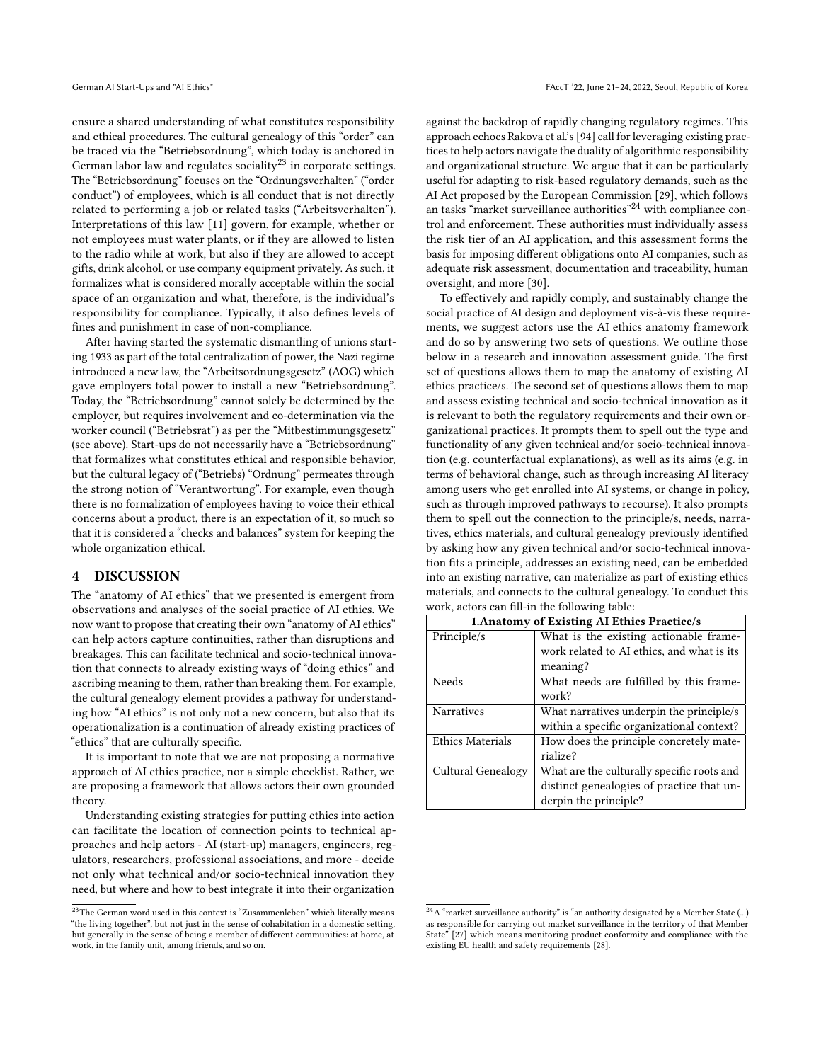ensure a shared understanding of what constitutes responsibility and ethical procedures. The cultural genealogy of this "order" can be traced via the "Betriebsordnung", which today is anchored in German labor law and regulates sociality[23] in corporate settings. The "Betriebsordnung" focuses on the "Ordnungsverhalten" ("order conduct") of employees, which is all conduct that is not directly related to performing a job or related tasks ("Arbeitsverhalten"). Interpretations of this law [11] govern, for example, whether or not employees must water plants, or if they are allowed to listen to the radio while at work, but also if they are allowed to accept gifts, drink alcohol, or use company equipment privately. As such, it formalizes what is considered morally acceptable within the social space of an organization and what, therefore, is the individual's responsibility for compliance. Typically, it also defines levels of fines and punishment in case of non-compliance.

After having started the systematic dismantling of unions starting 1933 as part of the total centralization of power, the Nazi regime introduced a new law, the "Arbeitsordnungsgesetz" (AOG) which gave employers total power to install a new "Betriebsordnung". Today, the "Betriebsordnung" cannot solely be determined by the employer, but requires involvement and co-determination via the worker council ("Betriebsrat") as per the "Mitbestimmungsgesetz" (see above). Start-ups do not necessarily have a "Betriebsordnung" that formalizes what constitutes ethical and responsible behavior, but the cultural legacy of ("Betriebs) "Ordnung" permeates through the strong notion of "Verantwortung". For example, even though there is no formalization of employees having to voice their ethical concerns about a product, there is an expectation of it, so much so that it is considered a "checks and balances" system for keeping the whole organization ethical.

## 4 DISCUSSION

The "anatomy of AI ethics" that we presented is emergent from observations and analyses of the social practice of AI ethics. We now want to propose that creating their own "anatomy of AI ethics" can help actors capture continuities, rather than disruptions and breakages. This can facilitate technical and socio-technical innovation that connects to already existing ways of "doing ethics" and ascribing meaning to them, rather than breaking them. For example, the cultural genealogy element provides a pathway for understanding how "AI ethics" is not only not a new concern, but also that its operationalization is a continuation of already existing practices of "ethics" that are culturally specific.

It is important to note that we are not proposing a normative approach of AI ethics practice, nor a simple checklist. Rather, we are proposing a framework that allows actors their own grounded theory.

Understanding existing strategies for putting ethics into action can facilitate the location of connection points to technical approaches and help actors - AI (start-up) managers, engineers, regulators, researchers, professional associations, and more - decide not only what technical and/or socio-technical innovation they need, but where and how to best integrate it into their organization against the backdrop of rapidly changing regulatory regimes. This approach echoes Rakova et al.'s [94] call for leveraging existing practices to help actors navigate the duality of algorithmic responsibility and organizational structure. We argue that it can be particularly useful for adapting to risk-based regulatory demands, such as the AI Act proposed by the European Commission [29], which follows an tasks "market surveillance authorities"[24] with compliance control and enforcement. These authorities must individually assess the risk tier of an AI application, and this assessment forms the basis for imposing different obligations onto AI companies, such as adequate risk assessment, documentation and traceability, human oversight, and more [30].

To effectively and rapidly comply, and sustainably change the social practice of AI design and deployment vis-à-vis these requirements, we suggest actors use the AI ethics anatomy framework and do so by answering two sets of questions. We outline those below in a research and innovation assessment guide. The first set of questions allows them to map the anatomy of existing AI ethics practice/s. The second set of questions allows them to map and assess existing technical and socio-technical innovation as it is relevant to both the regulatory requirements and their own organizational practices. It prompts them to spell out the type and functionality of any given technical and/or socio-technical innovation (e.g. counterfactual explanations), as well as its aims (e.g. in terms of behavioral change, such as through increasing AI literacy among users who get enrolled into AI systems, or change in policy, such as through improved pathways to recourse). It also prompts them to spell out the connection to the principle/s, needs, narratives, ethics materials, and cultural genealogy previously identified by asking how any given technical and/or socio-technical innovation fits a principle, addresses an existing need, can be embedded into an existing narrative, can materialize as part of existing ethics materials, and connects to the cultural genealogy. To conduct this work, actors can fill-in the following table:

| **1.Anatomy of Existing AI Ethics Practice/s** | |
|---|---|
| Principle/s | What is the existing actionable framework related to AI ethics, and what is its meaning? |
| Needs | What needs are fulfilled by this framework? |
| Narratives | What narratives underpin the principle/s within a specific organizational context? |
| Ethics Materials | How does the principle concretely materialize? |
| Cultural Genealogy | What are the culturally specific roots and distinct genealogies of practice that underpin the principle? |

[23] The German word used in this context is "Zusammenleben" which literally means "the living together", but not just in the sense of cohabitation in a domestic setting, but generally in the sense of being a member of different communities: at home, at work, in the family unit, among friends, and so on.

[24] A "market surveillance authority" is "an authority designated by a Member State (...) as responsible for carrying out market surveillance in the territory of that Member State" [27] which means monitoring product conformity and compliance with the existing EU health and safety requirements [28].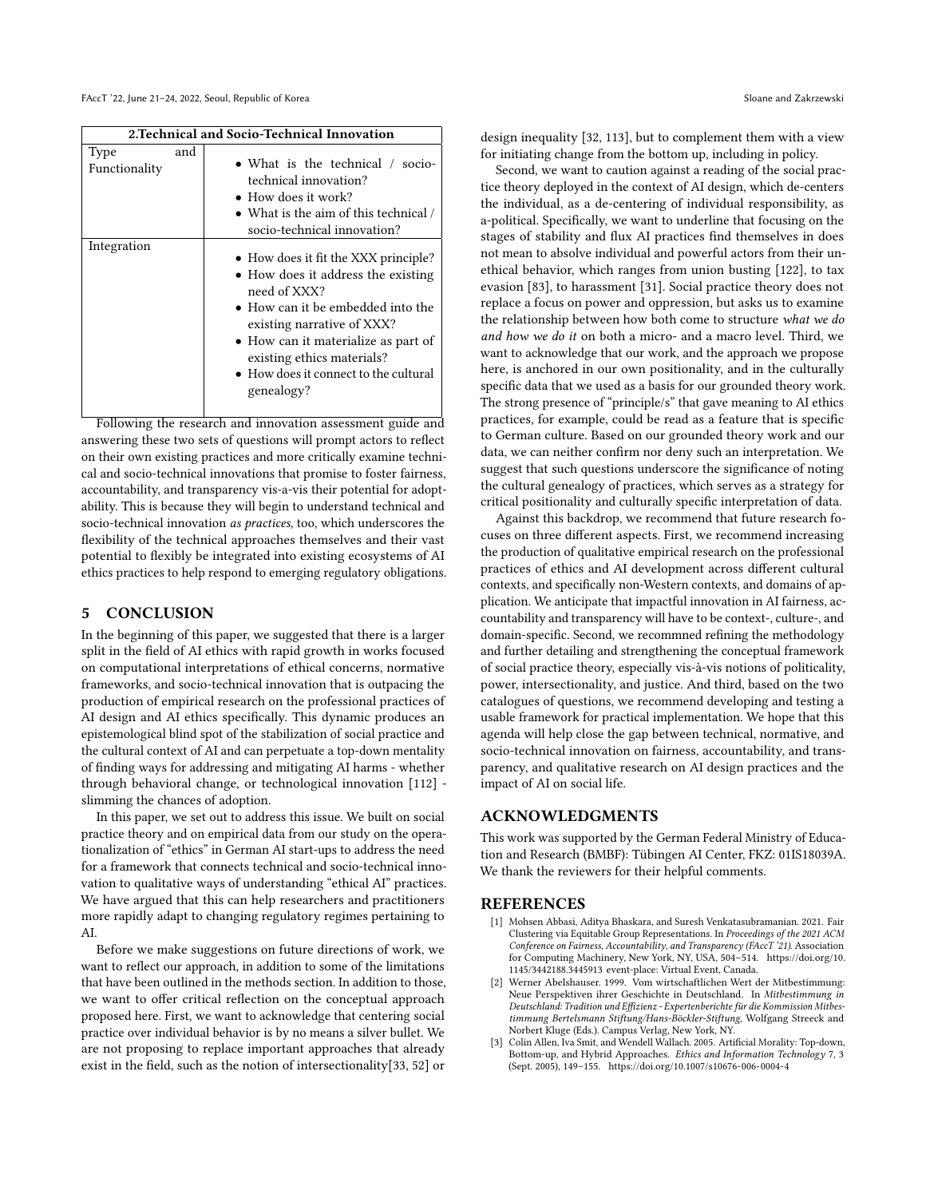| 2.Technical and Socio-Technical Innovation | |
|---|---|
| Type and Functionality | • What is the technical / socio-technical innovation?<br>• How does it work?<br>• What is the aim of this technical / socio-technical innovation? |
| Integration | • How does it fit the XXX principle?<br>• How does it address the existing need of XXX?<br>• How can it be embedded into the existing narrative of XXX?<br>• How can it materialize as part of existing ethics materials?<br>• How does it connect to the cultural genealogy? |

Following the research and innovation assessment guide and answering these two sets of questions will prompt actors to reflect on their own existing practices and more critically examine technical and socio-technical innovations that promise to foster fairness, accountability, and transparency vis-a-vis their potential for adoptability. This is because they will begin to understand technical and socio-technical innovation *as practices*, too, which underscores the flexibility of the technical approaches themselves and their vast potential to flexibly be integrated into existing ecosystems of AI ethics practices to help respond to emerging regulatory obligations.

## 5 CONCLUSION

In the beginning of this paper, we suggested that there is a larger split in the field of AI ethics with rapid growth in works focused on computational interpretations of ethical concerns, normative frameworks, and socio-technical innovation that is outpacing the production of empirical research on the professional practices of AI design and AI ethics specifically. This dynamic produces an epistemological blind spot of the stabilization of social practice and the cultural context of AI and can perpetuate a top-down mentality of finding ways for addressing and mitigating AI harms - whether through behavioral change, or technological innovation [112] - slimming the chances of adoption.

In this paper, we set out to address this issue. We built on social practice theory and on empirical data from our study on the operationalization of "ethics" in German AI start-ups to address the need for a framework that connects technical and socio-technical innovation to qualitative ways of understanding "ethical AI" practices. We have argued that this can help researchers and practitioners more rapidly adapt to changing regulatory regimes pertaining to AI.

Before we make suggestions on future directions of work, we want to reflect our approach, in addition to some of the limitations that have been outlined in the methods section. In addition to those, we want to offer critical reflection on the conceptual approach proposed here. First, we want to acknowledge that centering social practice over individual behavior is by no means a silver bullet. We are not proposing to replace important approaches that already exist in the field, such as the notion of intersectionality[33, 52] or design inequality [32, 113], but to complement them with a view for initiating change from the bottom up, including in policy.

Second, we want to caution against a reading of the social practice theory deployed in the context of AI design, which de-centers the individual, as a de-centering of individual responsibility, as a-political. Specifically, we want to underline that focusing on the stages of stability and flux AI practices find themselves in does not mean to absolve individual and powerful actors from their unethical behavior, which ranges from union busting [122], to tax evasion [83], to harassment [31]. Social practice theory does not replace a focus on power and oppression, but asks us to examine the relationship between how both come to structure *what we do and how we do it* on both a micro- and a macro level. Third, we want to acknowledge that our work, and the approach we propose here, is anchored in our own positionality, and in the culturally specific data that we used as a basis for our grounded theory work. The strong presence of "principle/s" that gave meaning to AI ethics practices, for example, could be read as a feature that is specific to German culture. Based on our grounded theory work and our data, we can neither confirm nor deny such an interpretation. We suggest that such questions underscore the significance of noting the cultural genealogy of practices, which serves as a strategy for critical positionality and culturally specific interpretation of data.

Against this backdrop, we recommend that future research focuses on three different aspects. First, we recommend increasing the production of qualitative empirical research on the professional practices of ethics and AI development across different cultural contexts, and specifically non-Western contexts, and domains of application. We anticipate that impactful innovation in AI fairness, accountability and transparency will have to be context-, culture-, and domain-specific. Second, we recommned refining the methodology and further detailing and strengthening the conceptual framework of social practice theory, especially vis-à-vis notions of politicality, power, intersectionality, and justice. And third, based on the two catalogues of questions, we recommend developing and testing a usable framework for practical implementation. We hope that this agenda will help close the gap between technical, normative, and socio-technical innovation on fairness, accountability, and transparency, and qualitative research on AI design practices and the impact of AI on social life.

## ACKNOWLEDGMENTS

This work was supported by the German Federal Ministry of Education and Research (BMBF): Tübingen AI Center, FKZ: 01IS18039A. We thank the reviewers for their helpful comments.

## REFERENCES

[1] Mohsen Abbasi, Aditya Bhaskara, and Suresh Venkatasubramanian. 2021. Fair Clustering via Equitable Group Representations. In *Proceedings of the 2021 ACM Conference on Fairness, Accountability, and Transparency (FAccT '21)*. Association for Computing Machinery, New York, NY, USA, 504–514. https://doi.org/10.1145/3442188.3445913 event-place: Virtual Event, Canada.

[2] Werner Abelshauser. 1999. Vom wirtschaftlichen Wert der Mitbestimmung: Neue Perspektiven ihrer Geschichte in Deutschland. In *Mitbestimmung in Deutschland: Tradition und Effizienz - Expertenberichte für die Kommission Mitbestimmung Bertelsmann Stiftung/Hans-Böckler-Stiftung*, Wolfgang Streeck and Norbert Kluge (Eds.). Campus Verlag, New York, NY.

[3] Colin Allen, Iva Smit, and Wendell Wallach. 2005. Artificial Morality: Top-down, Bottom-up, and Hybrid Approaches. *Ethics and Information Technology* 7, 3 (Sept. 2005), 149–155. https://doi.org/10.1007/s10676-006-0004-4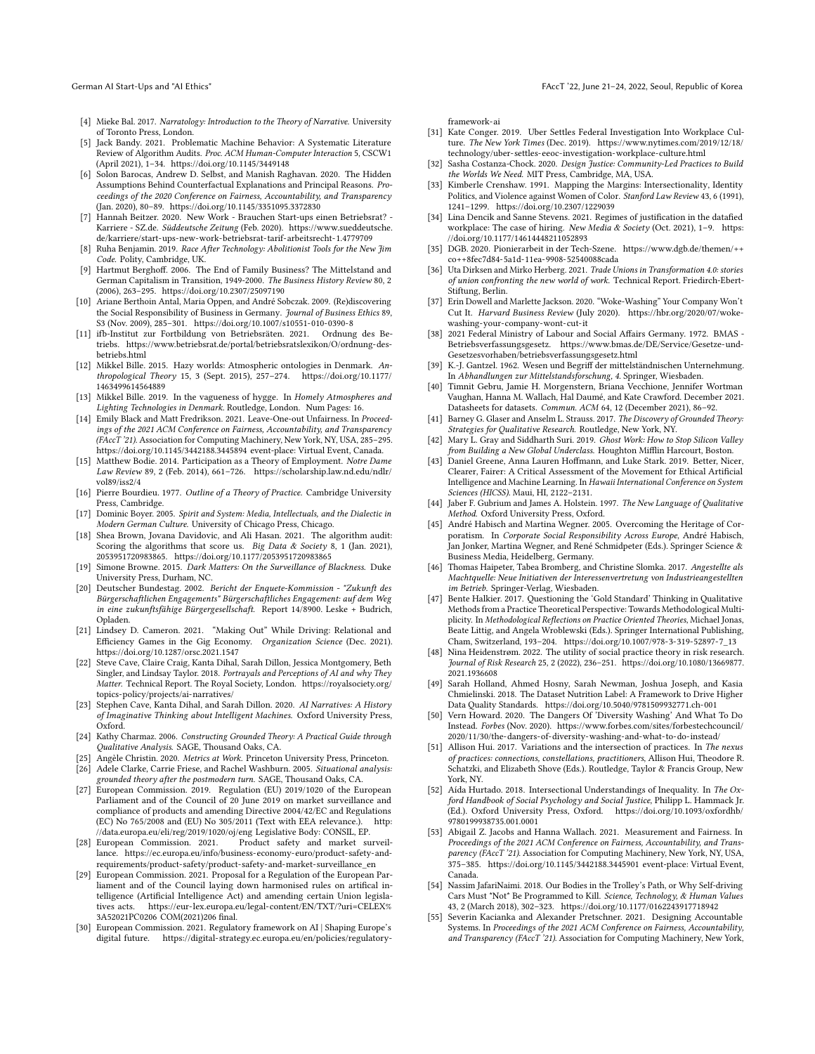- [4] Mieke Bal. 2017. *Narratology: Introduction to the Theory of Narrative.* University of Toronto Press, London.
- [5] Jack Bandy. 2021. Problematic Machine Behavior: A Systematic Literature Review of Algorithm Audits. *Proc. ACM Human-Computer Interaction* 5, CSCW1 (April 2021), 1–34. https://doi.org/10.1145/3449148
- [6] Solon Barocas, Andrew D. Selbst, and Manish Raghavan. 2020. The Hidden Assumptions Behind Counterfactual Explanations and Principal Reasons. *Proceedings of the 2020 Conference on Fairness, Accountability, and Transparency* (Jan. 2020), 80–89. https://doi.org/10.1145/3351095.3372830
- [7] Hannah Beitzer. 2020. New Work - Brauchen Start-ups einen Betriebsrat? - Karriere - SZ.de. *Süddeutsche Zeitung* (Feb. 2020). https://www.sueddeutsche.de/karriere/start-ups-new-work-betriebsrat-tarif-arbeitsrecht-1.4779709
- [8] Ruha Benjamin. 2019. *Race After Technology: Abolitionist Tools for the New Jim Code.* Polity, Cambridge, UK.
- [9] Hartmut Berghoff. 2006. The End of Family Business? The Mittelstand and German Capitalism in Transition, 1949-2000. *The Business History Review* 80, 2 (2006), 263–295. https://doi.org/10.2307/25097190
- [10] Ariane Berthoin Antal, Maria Oppen, and André Sobczak. 2009. (Re)discovering the Social Responsibility of Business in Germany. *Journal of Business Ethics* 89, S3 (Nov. 2009), 285–301. https://doi.org/10.1007/s10551-010-0390-8
- [11] ifb-Institut zur Fortbildung von Betriebsräten. 2021. Ordnung des Betriebs. https://www.betriebsrat.de/portal/betriebsratslexikon/O/ordnung-des-betriebs.html
- [12] Mikkel Bille. 2015. Hazy worlds: Atmospheric ontologies in Denmark. *Anthropological Theory* 15, 3 (Sept. 2015), 257–274. https://doi.org/10.1177/1463499614564889
- [13] Mikkel Bille. 2019. In the vagueness of hygge. In *Homely Atmospheres and Lighting Technologies in Denmark.* Routledge, London. Num Pages: 16.
- [14] Emily Black and Matt Fredrikson. 2021. Leave-One-out Unfairness. In *Proceedings of the 2021 ACM Conference on Fairness, Accountability, and Transparency (FAccT '21).* Association for Computing Machinery, New York, NY, USA, 285–295. https://doi.org/10.1145/3442188.3445894 event-place: Virtual Event, Canada.
- [15] Matthew Bodie. 2014. Participation as a Theory of Employment. *Notre Dame Law Review* 89, 2 (Feb. 2014), 661–726. https://scholarship.law.nd.edu/ndlr/vol89/iss2/4
- [16] Pierre Bourdieu. 1977. *Outline of a Theory of Practice.* Cambridge University Press, Cambridge.
- [17] Dominic Boyer. 2005. *Spirit and System: Media, Intellectuals, and the Dialectic in Modern German Culture.* University of Chicago Press, Chicago.
- [18] Shea Brown, Jovana Davidovic, and Ali Hasan. 2021. The algorithm audit: Scoring the algorithms that score us. *Big Data & Society* 8, 1 (Jan. 2021), 2053951720983865. https://doi.org/10.1177/2053951720983865
- [19] Simone Browne. 2015. *Dark Matters: On the Surveillance of Blackness.* Duke University Press, Durham, NC.
- [20] Deutscher Bundestag. 2002. *Bericht der Enquete-Kommission - "Zukunft des Bürgerschaftlichen Engagements" Bürgerschaftliches Engagement: auf dem Weg in eine zukunftsfähige Bürgergesellschaft.* Report 14/8900. Leske + Budrich, Opladen.
- [21] Lindsey D. Cameron. 2021. "Making Out" While Driving: Relational and Efficiency Games in the Gig Economy. *Organization Science* (Dec. 2021). https://doi.org/10.1287/orsc.2021.1547
- [22] Steve Cave, Claire Craig, Kanta Dihal, Sarah Dillon, Jessica Montgomery, Beth Singler, and Lindsay Taylor. 2018. *Portrayals and Perceptions of AI and why They Matter.* Technical Report. The Royal Society, London. https://royalsociety.org/topics-policy/projects/ai-narratives/
- [23] Stephen Cave, Kanta Dihal, and Sarah Dillon. 2020. *AI Narratives: A History of Imaginative Thinking about Intelligent Machines.* Oxford University Press, Oxford.
- [24] Kathy Charmaz. 2006. *Constructing Grounded Theory: A Practical Guide through Qualitative Analysis.* SAGE, Thousand Oaks, CA.
- [25] Angèle Christin. 2020. *Metrics at Work.* Princeton University Press, Princeton.
- [26] Adele Clarke, Carrie Friese, and Rachel Washburn. 2005. *Situational analysis: grounded theory after the postmodern turn.* SAGE, Thousand Oaks, CA.
- [27] European Commission. 2019. Regulation (EU) 2019/1020 of the European Parliament and of the Council of 20 June 2019 on market surveillance and compliance of products and amending Directive 2004/42/EC and Regulations (EC) No 765/2008 and (EU) No 305/2011 (Text with EEA relevance.). http://data.europa.eu/eli/reg/2019/1020/oj/eng Legislative Body: CONSIL, EP.
- [28] European Commission. 2021. Product safety and market surveillance. https://ec.europa.eu/info/business-economy-euro/product-safety-and-requirements/product-safety/product-safety-and-market-surveillance_en
- [29] European Commission. 2021. Proposal for a Regulation of the European Parliament and of the Council laying down harmonised rules on artifical intelligence (Artificial Intelligence Act) and amending certain Union legislatives acts. https://eur-lex.europa.eu/legal-content/EN/TXT/?uri=CELEX%3A52021PC0206 COM(2021)206 final.
- [30] European Commission. 2021. Regulatory framework on AI | Shaping Europe's digital future. https://digital-strategy.ec.europa.eu/en/policies/regulatory-framework-ai
- [31] Kate Conger. 2019. Uber Settles Federal Investigation Into Workplace Culture. *The New York Times* (Dec. 2019). https://www.nytimes.com/2019/12/18/technology/uber-settles-eeoc-investigation-workplace-culture.html
- [32] Sasha Costanza-Chock. 2020. *Design Justice: Community-Led Practices to Build the Worlds We Need.* MIT Press, Cambridge, MA, USA.
- [33] Kimberle Crenshaw. 1991. Mapping the Margins: Intersectionality, Identity Politics, and Violence against Women of Color. *Stanford Law Review* 43, 6 (1991), 1241–1299. https://doi.org/10.2307/1229039
- [34] Lina Dencik and Sanne Stevens. 2021. Regimes of justification in the datafied workplace: The case of hiring. *New Media & Society* (Oct. 2021), 1–9. https://doi.org/10.1177/14614448211052893
- [35] DGB. 2020. Pionierarbeit in der Tech-Szene. https://www.dgb.de/themen/++co++8fec7d84-5a1d-11ea-9908-52540088cada
- [36] Uta Dirksen and Mirko Herberg. 2021. *Trade Unions in Transformation 4.0: stories of union confronting the new world of work.* Technical Report. Friedirch-Ebert-Stiftung, Berlin.
- [37] Erin Dowell and Marlette Jackson. 2020. "Woke-Washing" Your Company Won't Cut It. *Harvard Business Review* (July 2020). https://hbr.org/2020/07/woke-washing-your-company-wont-cut-it
- [38] 2021 Federal Ministry of Labour and Social Affairs Germany. 1972. BMAS - Betriebsverfassungsgesetz. https://www.bmas.de/DE/Service/Gesetze-und-Gesetzesvorhaben/betriebsverfassungsgesetz.html
- [39] K.-J. Gantzel. 1962. Wesen und Begriff der mittelständischen Unternehmung. In *Abhandlungen zur Mittelstandsforschung, 4.* Springer, Wiesbaden.
- [40] Timnit Gebru, Jamie H. Morgenstern, Briana Vecchione, Jennifer Wortman Vaughan, Hanna M. Wallach, Hal Daumé, and Kate Crawford. December 2021. Datasheets for datasets. *Commun. ACM* 64, 12 (December 2021), 86–92.
- [41] Barney G. Glaser and Anselm L. Strauss. 2017. *The Discovery of Grounded Theory: Strategies for Qualitative Research.* Routledge, New York, NY.
- [42] Mary L. Gray and Siddharth Suri. 2019. *Ghost Work: How to Stop Silicon Valley from Building a New Global Underclass.* Houghton Mifflin Harcourt, Boston.
- [43] Daniel Greene, Anna Lauren Hoffmann, and Luke Stark. 2019. Better, Nicer, Clearer, Fairer: A Critical Assessment of the Movement for Ethical Artificial Intelligence and Machine Learning. In *Hawaii International Conference on System Sciences (HICSS).* Maui, HI, 2122–2131.
- [44] Jaber F. Gubrium and James A. Holstein. 1997. *The New Language of Qualitative Method.* Oxford University Press, Oxford.
- [45] André Habisch and Martina Wegner. 2005. Overcoming the Heritage of Corporatism. In *Corporate Social Responsibility Across Europe*, André Habisch, Jan Jonker, Martina Wegner, and René Schmidpeter (Eds.). Springer Science & Business Media, Heidelberg, Germany.
- [46] Thomas Haipeter, Tabea Bromberg, and Christine Slomka. 2017. *Angestellte als Machtquelle: Neue Initiativen der Interessenvertretung von Industrieangestellten im Betrieb.* Springer-Verlag, Wiesbaden.
- [47] Bente Halkier. 2017. Questioning the 'Gold Standard' Thinking in Qualitative Methods from a Practice Theoretical Perspective: Towards Methodological Multiplicity. In *Methodological Reflections on Practice Oriented Theories*, Michael Jonas, Beate Littig, and Angela Wroblewski (Eds.). Springer International Publishing, Cham, Switzerland, 193–204. https://doi.org/10.1007/978-3-319-52897-7_13
- [48] Nina Heidenstrøm. 2022. The utility of social practice theory in risk research. *Journal of Risk Research* 25, 2 (2022), 236–251. https://doi.org/10.1080/13669877.2021.1936608
- [49] Sarah Holland, Ahmed Hosny, Sarah Newman, Joshua Joseph, and Kasia Chmielinski. 2018. The Dataset Nutrition Label: A Framework to Drive Higher Data Quality Standards. https://doi.org/10.5040/9781509932771.ch-001
- [50] Vern Howard. 2020. The Dangers Of 'Diversity Washing' And What To Do Instead. *Forbes* (Nov. 2020). https://www.forbes.com/sites/forbestechcouncil/2020/11/30/the-dangers-of-diversity-washing-and-what-to-do-instead/
- [51] Allison Hui. 2017. Variations and the intersection of practices. In *The nexus of practices: connections, constellations, practitioners*, Allison Hui, Theodore R. Schatzki, and Elizabeth Shove (Eds.). Routledge, Taylor & Francis Group, New York, NY.
- [52] Aída Hurtado. 2018. Intersectional Understandings of Inequality. In *The Oxford Handbook of Social Psychology and Social Justice*, Philipp L. Hammack Jr. (Ed.). Oxford University Press, Oxford. https://doi.org/10.1093/oxfordhb/9780199938735.001.0001
- [53] Abigail Z. Jacobs and Hanna Wallach. 2021. Measurement and Fairness. In *Proceedings of the 2021 ACM Conference on Fairness, Accountability, and Transparency (FAccT '21).* Association for Computing Machinery, New York, NY, USA, 375–385. https://doi.org/10.1145/3442188.3445901 event-place: Virtual Event, Canada.
- [54] Nassim JafariNaimi. 2018. Our Bodies in the Trolley's Path, or Why Self-driving Cars Must *Not* Be Programmed to Kill. *Science, Technology, & Human Values* 43, 2 (March 2018), 302–323. https://doi.org/10.1177/0162243917718942
- [55] Severin Kacianka and Alexander Pretschner. 2021. Designing Accountable Systems. In *Proceedings of the 2021 ACM Conference on Fairness, Accountability, and Transparency (FAccT '21).* Association for Computing Machinery, New York,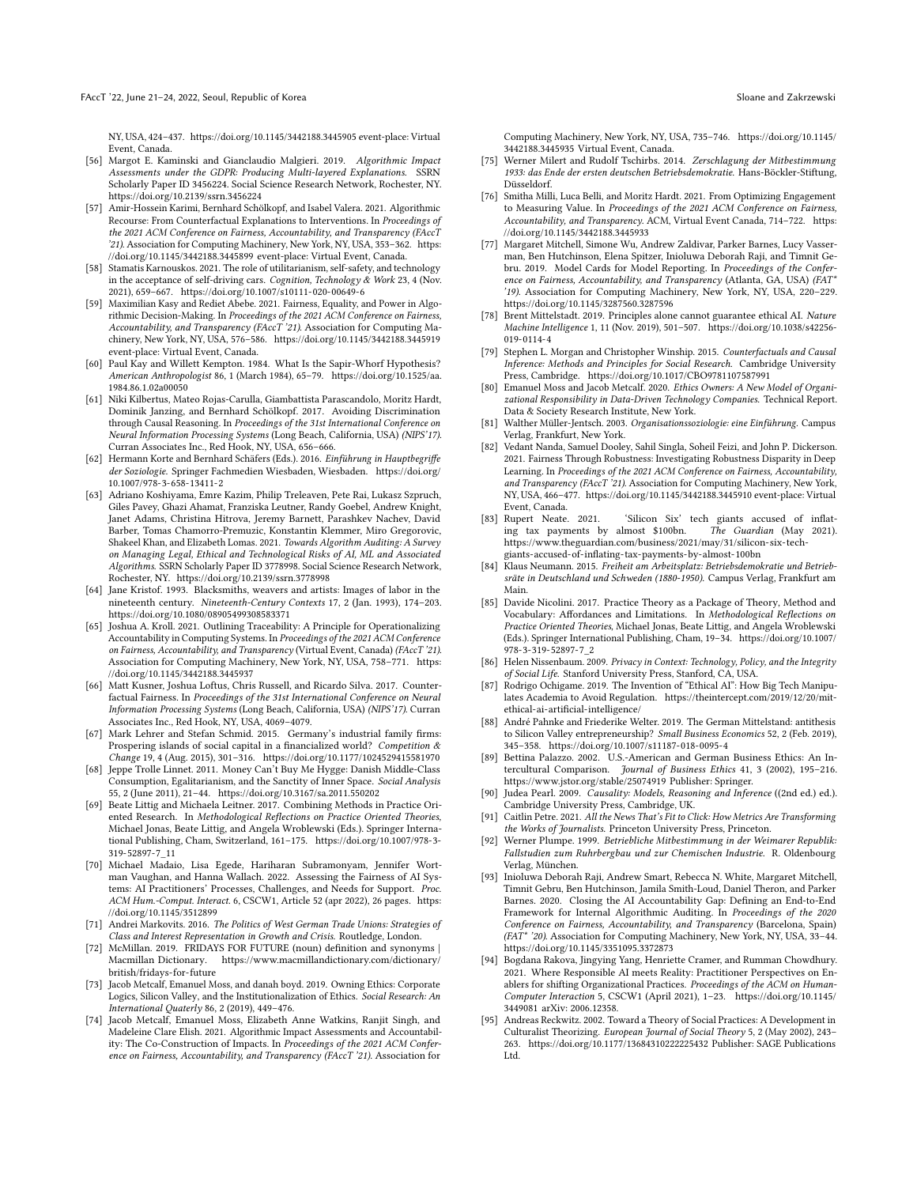NY, USA, 424–437. https://doi.org/10.1145/3442188.3445905 event-place: Virtual Event, Canada.

[56] Margot E. Kaminski and Gianclaudio Malgieri. 2019. *Algorithmic Impact Assessments under the GDPR: Producing Multi-layered Explanations*. SSRN Scholarly Paper ID 3456224. Social Science Research Network, Rochester, NY. https://doi.org/10.2139/ssrn.3456224

[57] Amir-Hossein Karimi, Bernhard Schölkopf, and Isabel Valera. 2021. Algorithmic Recourse: From Counterfactual Explanations to Interventions. In *Proceedings of the 2021 ACM Conference on Fairness, Accountability, and Transparency (FAccT '21)*. Association for Computing Machinery, New York, NY, USA, 353–362. https://doi.org/10.1145/3442188.3445899 event-place: Virtual Event, Canada.

[58] Stamatis Karnouskos. 2021. The role of utilitarianism, self-safety, and technology in the acceptance of self-driving cars. *Cognition, Technology & Work* 23, 4 (Nov. 2021), 659–667. https://doi.org/10.1007/s10111-020-00649-6

[59] Maximilian Kasy and Rediet Abebe. 2021. Fairness, Equality, and Power in Algorithmic Decision-Making. In *Proceedings of the 2021 ACM Conference on Fairness, Accountability, and Transparency (FAccT '21)*. Association for Computing Machinery, New York, NY, USA, 576–586. https://doi.org/10.1145/3442188.3445919 event-place: Virtual Event, Canada.

[60] Paul Kay and Willett Kempton. 1984. What Is the Sapir-Whorf Hypothesis? *American Anthropologist* 86, 1 (March 1984), 65–79. https://doi.org/10.1525/aa.1984.86.1.02a00050

[61] Niki Kilbertus, Mateo Rojas-Carulla, Giambattista Parascandolo, Moritz Hardt, Dominik Janzing, and Bernhard Schölkopf. 2017. Avoiding Discrimination through Causal Reasoning. In *Proceedings of the 31st International Conference on Neural Information Processing Systems* (Long Beach, California, USA) *(NIPS'17)*. Curran Associates Inc., Red Hook, NY, USA, 656–666.

[62] Hermann Korte and Bernhard Schäfers (Eds.). 2016. *Einführung in Hauptbegriffe der Soziologie*. Springer Fachmedien Wiesbaden, Wiesbaden. https://doi.org/10.1007/978-3-658-13411-2

[63] Adriano Koshiyama, Emre Kazim, Philip Treleaven, Pete Rai, Lukasz Szpruch, Giles Pavey, Ghazi Ahamat, Franziska Leutner, Randy Goebel, Andrew Knight, Janet Adams, Christina Hitrova, Jeremy Barnett, Parashkev Nachev, David Barber, Tomas Chamorro-Premuzic, Konstantin Klemmer, Miro Gregorovic, Shakeel Khan, and Elizabeth Lomas. 2021. *Towards Algorithm Auditing: A Survey on Managing Legal, Ethical and Technological Risks of AI, ML and Associated Algorithms*. SSRN Scholarly Paper ID 3778998. Social Science Research Network, Rochester, NY. https://doi.org/10.2139/ssrn.3778998

[64] Jane Kristof. 1993. Blacksmiths, weavers and artists: Images of labor in the nineteenth century. *Nineteenth-Century Contexts* 17, 2 (Jan. 1993), 174–203. https://doi.org/10.1080/08905499308583371

[65] Joshua A. Kroll. 2021. Outlining Traceability: A Principle for Operationalizing Accountability in Computing Systems. In *Proceedings of the 2021 ACM Conference on Fairness, Accountability, and Transparency* (Virtual Event, Canada) *(FAccT '21)*. Association for Computing Machinery, New York, NY, USA, 758–771. https://doi.org/10.1145/3442188.3445937

[66] Matt Kusner, Joshua Loftus, Chris Russell, and Ricardo Silva. 2017. Counterfactual Fairness. In *Proceedings of the 31st International Conference on Neural Information Processing Systems* (Long Beach, California, USA) *(NIPS'17)*. Curran Associates Inc., Red Hook, NY, USA, 4069–4079.

[67] Mark Lehrer and Stefan Schmid. 2015. Germany's industrial family firms: Prospering islands of social capital in a financialized world? *Competition & Change* 19, 4 (Aug. 2015), 301–316. https://doi.org/10.1177/1024529415581970

[68] Jeppe Trolle Linnet. 2011. Money Can't Buy Me Hygge: Danish Middle-Class Consumption, Egalitarianism, and the Sanctity of Inner Space. *Social Analysis* 55, 2 (June 2011), 21–44. https://doi.org/10.3167/sa.2011.550202

[69] Beate Littig and Michaela Leitner. 2017. Combining Methods in Practice Oriented Research. In *Methodological Reflections on Practice Oriented Theories*, Michael Jonas, Beate Littig, and Angela Wroblewski (Eds.). Springer International Publishing, Cham, Switzerland, 161–175. https://doi.org/10.1007/978-3-319-52897-7_11

[70] Michael Madaio, Lisa Egede, Hariharan Subramonyam, Jennifer Wortman Vaughan, and Hanna Wallach. 2022. Assessing the Fairness of AI Systems: AI Practitioners' Processes, Challenges, and Needs for Support. *Proc. ACM Hum.-Comput. Interact.* 6, CSCW1, Article 52 (apr 2022), 26 pages. https://doi.org/10.1145/3512899

[71] Andrei Markovits. 2016. *The Politics of West German Trade Unions: Strategies of Class and Interest Representation in Growth and Crisis*. Routledge, London.

[72] McMillan. 2019. FRIDAYS FOR FUTURE (noun) definition and synonyms | Macmillan Dictionary. https://www.macmillandictionary.com/dictionary/british/fridays-for-future

[73] Jacob Metcalf, Emanuel Moss, and danah boyd. 2019. Owning Ethics: Corporate Logics, Silicon Valley, and the Institutionalization of Ethics. *Social Research: An International Quaterly* 86, 2 (2019), 449–476.

[74] Jacob Metcalf, Emanuel Moss, Elizabeth Anne Watkins, Ranjit Singh, and Madeleine Clare Elish. 2021. Algorithmic Impact Assessments and Accountability: The Co-Construction of Impacts. In *Proceedings of the 2021 ACM Conference on Fairness, Accountability, and Transparency (FAccT '21)*. Association for Computing Machinery, New York, NY, USA, 735–746. https://doi.org/10.1145/3442188.3445935 Virtual Event, Canada.

[75] Werner Milert and Rudolf Tschirbs. 2014. *Zerschlagung der Mitbestimmung 1933: das Ende der ersten deutschen Betriebsdemokratie*. Hans-Böckler-Stiftung, Düsseldorf.

[76] Smitha Milli, Luca Belli, and Moritz Hardt. 2021. From Optimizing Engagement to Measuring Value. In *Proceedings of the 2021 ACM Conference on Fairness, Accountability, and Transparency*. ACM, Virtual Event Canada, 714–722. https://doi.org/10.1145/3442188.3445933

[77] Margaret Mitchell, Simone Wu, Andrew Zaldivar, Parker Barnes, Lucy Vasserman, Ben Hutchinson, Elena Spitzer, Inioluwa Deborah Raji, and Timnit Gebru. 2019. Model Cards for Model Reporting. In *Proceedings of the Conference on Fairness, Accountability, and Transparency* (Atlanta, GA, USA) *(FAT\* '19)*. Association for Computing Machinery, New York, NY, USA, 220–229. https://doi.org/10.1145/3287560.3287596

[78] Brent Mittelstadt. 2019. Principles alone cannot guarantee ethical AI. *Nature Machine Intelligence* 1, 11 (Nov. 2019), 501–507. https://doi.org/10.1038/s42256-019-0114-4

[79] Stephen L. Morgan and Christopher Winship. 2015. *Counterfactuals and Causal Inference: Methods and Principles for Social Research*. Cambridge University Press, Cambridge. https://doi.org/10.1017/CBO9781107587991

[80] Emanuel Moss and Jacob Metcalf. 2020. *Ethics Owners: A New Model of Organizational Responsibility in Data-Driven Technology Companies*. Technical Report. Data & Society Research Institute, New York.

[81] Walther Müller-Jentsch. 2003. *Organisationssoziologie: eine Einführung*. Campus Verlag, Frankfurt, New York.

[82] Vedant Nanda, Samuel Dooley, Sahil Singla, Soheil Feizi, and John P. Dickerson. 2021. Fairness Through Robustness: Investigating Robustness Disparity in Deep Learning. In *Proceedings of the 2021 ACM Conference on Fairness, Accountability, and Transparency (FAccT '21)*. Association for Computing Machinery, New York, NY, USA, 466–477. https://doi.org/10.1145/3442188.3445910 event-place: Virtual Event, Canada.

[83] Rupert Neate. 2021. 'Silicon Six' tech giants accused of inflating tax payments by almost $100bn. *The Guardian* (May 2021). https://www.theguardian.com/business/2021/may/31/silicon-six-tech-giants-accused-of-inflating-tax-payments-by-almost-100bn

[84] Klaus Neumann. 2015. *Freiheit am Arbeitsplatz: Betriebsdemokratie und Betriebsräte in Deutschland und Schweden (1880-1950)*. Campus Verlag, Frankfurt am Main.

[85] Davide Nicolini. 2017. Practice Theory as a Package of Theory, Method and Vocabulary: Affordances and Limitations. In *Methodological Reflections on Practice Oriented Theories*, Michael Jonas, Beate Littig, and Angela Wroblewski (Eds.). Springer International Publishing, Cham, 19–34. https://doi.org/10.1007/978-3-319-52897-7_2

[86] Helen Nissenbaum. 2009. *Privacy in Context: Technology, Policy, and the Integrity of Social Life*. Stanford University Press, Stanford, CA, USA.

[87] Rodrigo Ochigame. 2019. The Invention of "Ethical AI": How Big Tech Manipulates Academia to Avoid Regulation. https://theintercept.com/2019/12/20/mit-ethical-ai-artificial-intelligence/

[88] André Pahnke and Friederike Welter. 2019. The German Mittelstand: antithesis to Silicon Valley entrepreneurship? *Small Business Economics* 52, 2 (Feb. 2019), 345–358. https://doi.org/10.1007/s11187-018-0095-4

[89] Bettina Palazzo. 2002. U.S.-American and German Business Ethics: An Intercultural Comparison. *Journal of Business Ethics* 41, 3 (2002), 195–216. https://www.jstor.org/stable/25074919 Publisher: Springer.

[90] Judea Pearl. 2009. *Causality: Models, Reasoning and Inference* ((2nd ed.) ed.). Cambridge University Press, Cambridge, UK.

[91] Caitlin Petre. 2021. *All the News That's Fit to Click: How Metrics Are Transforming the Works of Journalists*. Princeton University Press, Princeton.

[92] Werner Plumpe. 1999. *Betriebliche Mitbestimmung in der Weimarer Republik: Fallstudien zum Ruhrbergbau und zur Chemischen Industrie*. R. Oldenbourg Verlag, München.

[93] Inioluwa Deborah Raji, Andrew Smart, Rebecca N. White, Margaret Mitchell, Timnit Gebru, Ben Hutchinson, Jamila Smith-Loud, Daniel Theron, and Parker Barnes. 2020. Closing the AI Accountability Gap: Defining an End-to-End Framework for Internal Algorithmic Auditing. In *Proceedings of the 2020 Conference on Fairness, Accountability, and Transparency* (Barcelona, Spain) *(FAT\* '20)*. Association for Computing Machinery, New York, NY, USA, 33–44. https://doi.org/10.1145/3351095.3372873

[94] Bogdana Rakova, Jingying Yang, Henriette Cramer, and Rumman Chowdhury. 2021. Where Responsible AI meets Reality: Practitioner Perspectives on Enablers for shifting Organizational Practices. *Proceedings of the ACM on Human-Computer Interaction* 5, CSCW1 (April 2021), 1–23. https://doi.org/10.1145/3449081 arXiv: 2006.12358.

[95] Andreas Reckwitz. 2002. Toward a Theory of Social Practices: A Development in Culturalist Theorizing. *European Journal of Social Theory* 5, 2 (May 2002), 243–263. https://doi.org/10.1177/13684310222225432 Publisher: SAGE Publications Ltd.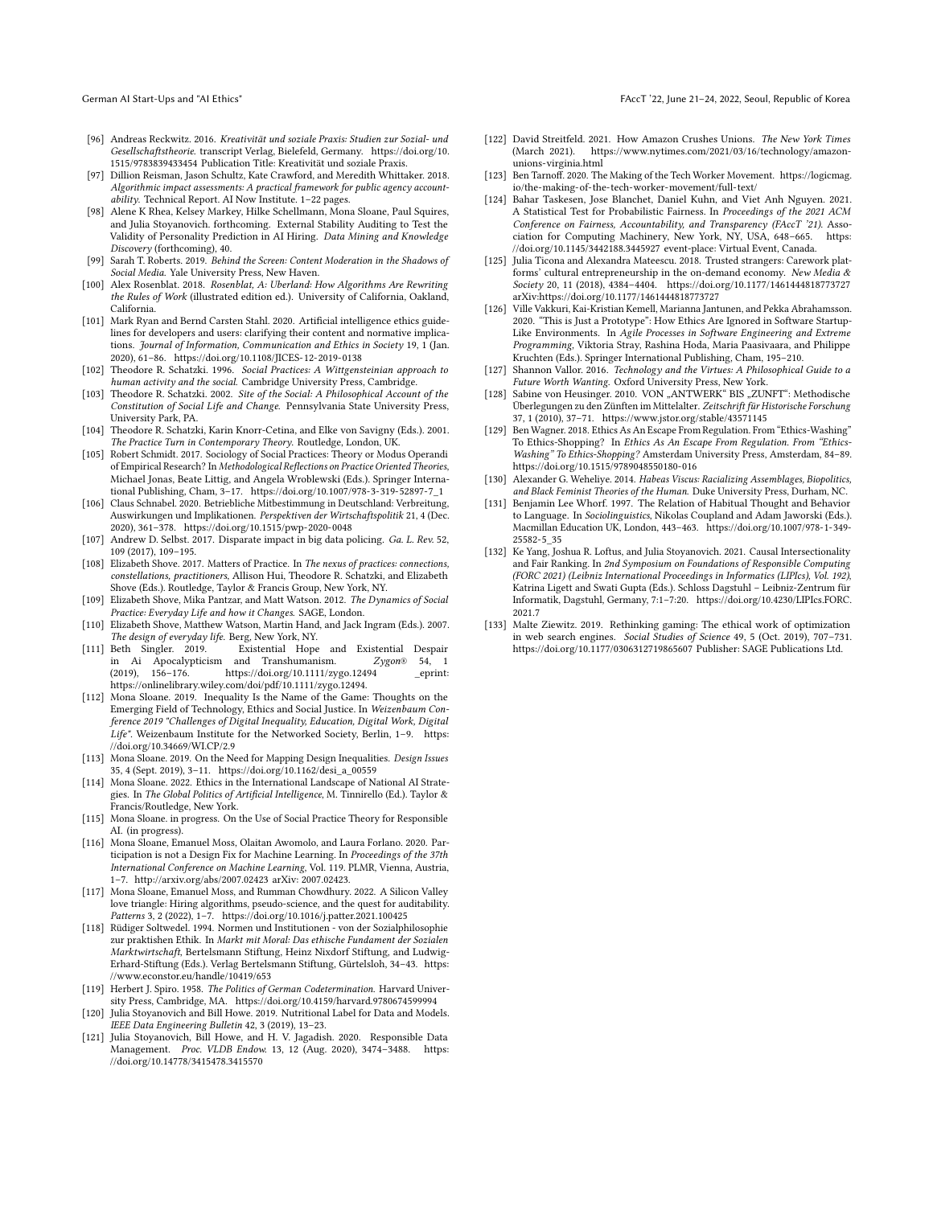[96] Andreas Reckwitz. 2016. *Kreativität und soziale Praxis: Studien zur Sozial- und Gesellschaftstheorie.* transcript Verlag, Bielefeld, Germany. https://doi.org/10.1515/9783839433454 Publication Title: Kreativität und soziale Praxis.

[97] Dillion Reisman, Jason Schultz, Kate Crawford, and Meredith Whittaker. 2018. *Algorithmic impact assessments: A practical framework for public agency accountability.* Technical Report. AI Now Institute. 1–22 pages.

[98] Alene K Rhea, Kelsey Markey, Hilke Schellmann, Mona Sloane, Paul Squires, and Julia Stoyanovich. forthcoming. External Stability Auditing to Test the Validity of Personality Prediction in AI Hiring. *Data Mining and Knowledge Discovery* (forthcoming), 40.

[99] Sarah T. Roberts. 2019. *Behind the Screen: Content Moderation in the Shadows of Social Media.* Yale University Press, New Haven.

[100] Alex Rosenblat. 2018. *Rosenblat, A: Uberland: How Algorithms Are Rewriting the Rules of Work* (illustrated edition ed.). University of California, Oakland, California.

[101] Mark Ryan and Bernd Carsten Stahl. 2020. Artificial intelligence ethics guidelines for developers and users: clarifying their content and normative implications. *Journal of Information, Communication and Ethics in Society* 19, 1 (Jan. 2020), 61–86. https://doi.org/10.1108/JICES-12-2019-0138

[102] Theodore R. Schatzki. 1996. *Social Practices: A Wittgensteinian approach to human activity and the social.* Cambridge University Press, Cambridge.

[103] Theodore R. Schatzki. 2002. *Site of the Social: A Philosophical Account of the Constitution of Social Life and Change.* Pennsylvania State University Press, University Park, PA.

[104] Theodore R. Schatzki, Karin Knorr-Cetina, and Elke von Savigny (Eds.). 2001. *The Practice Turn in Contemporary Theory.* Routledge, London, UK.

[105] Robert Schmidt. 2017. Sociology of Social Practices: Theory or Modus Operandi of Empirical Research? In *Methodological Reflections on Practice Oriented Theories*, Michael Jonas, Beate Littig, and Angela Wroblewski (Eds.). Springer International Publishing, Cham, 3–17. https://doi.org/10.1007/978-3-319-52897-7_1

[106] Claus Schnabel. 2020. Betriebliche Mitbestimmung in Deutschland: Verbreitung, Auswirkungen und Implikationen. *Perspektiven der Wirtschaftspolitik* 21, 4 (Dec. 2020), 361–378. https://doi.org/10.1515/pwp-2020-0048

[107] Andrew D. Selbst. 2017. Disparate impact in big data policing. *Ga. L. Rev.* 52, 109 (2017), 109–195.

[108] Elizabeth Shove. 2017. Matters of Practice. In *The nexus of practices: connections, constellations, practitioners*, Allison Hui, Theodore R. Schatzki, and Elizabeth Shove (Eds.). Routledge, Taylor & Francis Group, New York, NY.

[109] Elizabeth Shove, Mika Pantzar, and Matt Watson. 2012. *The Dynamics of Social Practice: Everyday Life and how it Changes.* SAGE, London.

[110] Elizabeth Shove, Matthew Watson, Martin Hand, and Jack Ingram (Eds.). 2007. *The design of everyday life.* Berg, New York, NY.

[111] Beth Singler. 2019. Existential Hope and Existential Despair in Ai Apocalypticism and Transhumanism. *Zygon®* 54, 1 (2019), 156–176. https://doi.org/10.1111/zygo.12494 _eprint: https://onlinelibrary.wiley.com/doi/pdf/10.1111/zygo.12494.

[112] Mona Sloane. 2019. Inequality Is the Name of the Game: Thoughts on the Emerging Field of Technology, Ethics and Social Justice. In *Weizenbaum Conference 2019 "Challenges of Digital Inequality, Digital Education, Digital Work, Digital Life"*. Weizenbaum Institute for the Networked Society, Berlin, 1–9. https://doi.org/10.34669/WI.CP/2.9

[113] Mona Sloane. 2019. On the Need for Mapping Design Inequalities. *Design Issues* 35, 4 (Sept. 2019), 3–11. https://doi.org/10.1162/desi_a_00559

[114] Mona Sloane. 2022. Ethics in the International Landscape of National AI Strategies. In *The Global Politics of Artificial Intelligence*, M. Tinnirello (Ed.). Taylor & Francis/Routledge, New York.

[115] Mona Sloane. in progress. On the Use of Social Practice Theory for Responsible AI. (in progress).

[116] Mona Sloane, Emanuel Moss, Olaitan Awomolo, and Laura Forlano. 2020. Participation is not a Design Fix for Machine Learning. In *Proceedings of the 37th International Conference on Machine Learning*, Vol. 119. PLMR, Vienna, Austria, 1–7. http://arxiv.org/abs/2007.02423 arXiv: 2007.02423.

[117] Mona Sloane, Emanuel Moss, and Rumman Chowdhury. 2022. A Silicon Valley love triangle: Hiring algorithms, pseudo-science, and the quest for auditability. *Patterns* 3, 2 (2022), 1–7. https://doi.org/10.1016/j.patter.2021.100425

[118] Rüdiger Soltwedel. 1994. Normen und Institutionen - von der Sozialphilosophie zur praktishen Ethik. In *Markt mit Moral: Das ethische Fundament der Sozialen Marktwirtschaft*, Bertelsmann Stiftung, Heinz Nixdorf Stiftung, and Ludwig-Erhard-Stiftung (Eds.). Verlag Bertelsmann Stiftung, Gürtelsloh, 34–43. https://www.econstor.eu/handle/10419/653

[119] Herbert J. Spiro. 1958. *The Politics of German Codetermination.* Harvard University Press, Cambridge, MA. https://doi.org/10.4159/harvard.9780674599994

[120] Julia Stoyanovich and Bill Howe. 2019. Nutritional Label for Data and Models. *IEEE Data Engineering Bulletin* 42, 3 (2019), 13–23.

[121] Julia Stoyanovich, Bill Howe, and H. V. Jagadish. 2020. Responsible Data Management. *Proc. VLDB Endow.* 13, 12 (Aug. 2020), 3474–3488. https://doi.org/10.14778/3415478.3415570

[122] David Streitfeld. 2021. How Amazon Crushes Unions. *The New York Times* (March 2021). https://www.nytimes.com/2021/03/16/technology/amazon-unions-virginia.html

[123] Ben Tarnoff. 2020. The Making of the Tech Worker Movement. https://logicmag.io/the-making-of-the-tech-worker-movement/full-text/

[124] Bahar Taskesen, Jose Blanchet, Daniel Kuhn, and Viet Anh Nguyen. 2021. A Statistical Test for Probabilistic Fairness. In *Proceedings of the 2021 ACM Conference on Fairness, Accountability, and Transparency (FAccT '21).* Association for Computing Machinery, New York, NY, USA, 648–665. https://doi.org/10.1145/3442188.3445927 event-place: Virtual Event, Canada.

[125] Julia Ticona and Alexandra Mateescu. 2018. Trusted strangers: Carework platforms' cultural entrepreneurship in the on-demand economy. *New Media & Society* 20, 11 (2018), 4384–4404. https://doi.org/10.1177/1461444818773727 arXiv:https://doi.org/10.1177/1461444818773727

[126] Ville Vakkuri, Kai-Kristian Kemell, Marianna Jantunen, and Pekka Abrahamsson. 2020. "This is Just a Prototype": How Ethics Are Ignored in Software Startup-Like Environments. In *Agile Processes in Software Engineering and Extreme Programming*, Viktoria Stray, Rashina Hoda, Maria Paasivaara, and Philippe Kruchten (Eds.). Springer International Publishing, Cham, 195–210.

[127] Shannon Vallor. 2016. *Technology and the Virtues: A Philosophical Guide to a Future Worth Wanting.* Oxford University Press, New York.

[128] Sabine von Heusinger. 2010. VON „ANTWERK" BIS „ZUNFT": Methodische Überlegungen zu den Zünften im Mittelalter. *Zeitschrift für Historische Forschung* 37, 1 (2010), 37–71. https://www.jstor.org/stable/43571145

[129] Ben Wagner. 2018. Ethics As An Escape From Regulation. From "Ethics-Washing" To Ethics-Shopping? In *Ethics As An Escape From Regulation. From "Ethics-Washing" To Ethics-Shopping?* Amsterdam University Press, Amsterdam, 84–89. https://doi.org/10.1515/9789048550180-016

[130] Alexander G. Weheliye. 2014. *Habeas Viscus: Racializing Assemblages, Biopolitics, and Black Feminist Theories of the Human.* Duke University Press, Durham, NC.

[131] Benjamin Lee Whorf. 1997. The Relation of Habitual Thought and Behavior to Language. In *Sociolinguistics*, Nikolas Coupland and Adam Jaworski (Eds.). Macmillan Education UK, London, 443–463. https://doi.org/10.1007/978-1-349-25582-5_35

[132] Ke Yang, Joshua R. Loftus, and Julia Stoyanovich. 2021. Causal Intersectionality and Fair Ranking. In *2nd Symposium on Foundations of Responsible Computing (FORC 2021) (Leibniz International Proceedings in Informatics (LIPIcs), Vol. 192)*, Katrina Ligett and Swati Gupta (Eds.). Schloss Dagstuhl – Leibniz-Zentrum für Informatik, Dagstuhl, Germany, 7:1–7:20. https://doi.org/10.4230/LIPIcs.FORC.2021.7

[133] Malte Ziewitz. 2019. Rethinking gaming: The ethical work of optimization in web search engines. *Social Studies of Science* 49, 5 (Oct. 2019), 707–731. https://doi.org/10.1177/0306312719865607 Publisher: SAGE Publications Ltd.